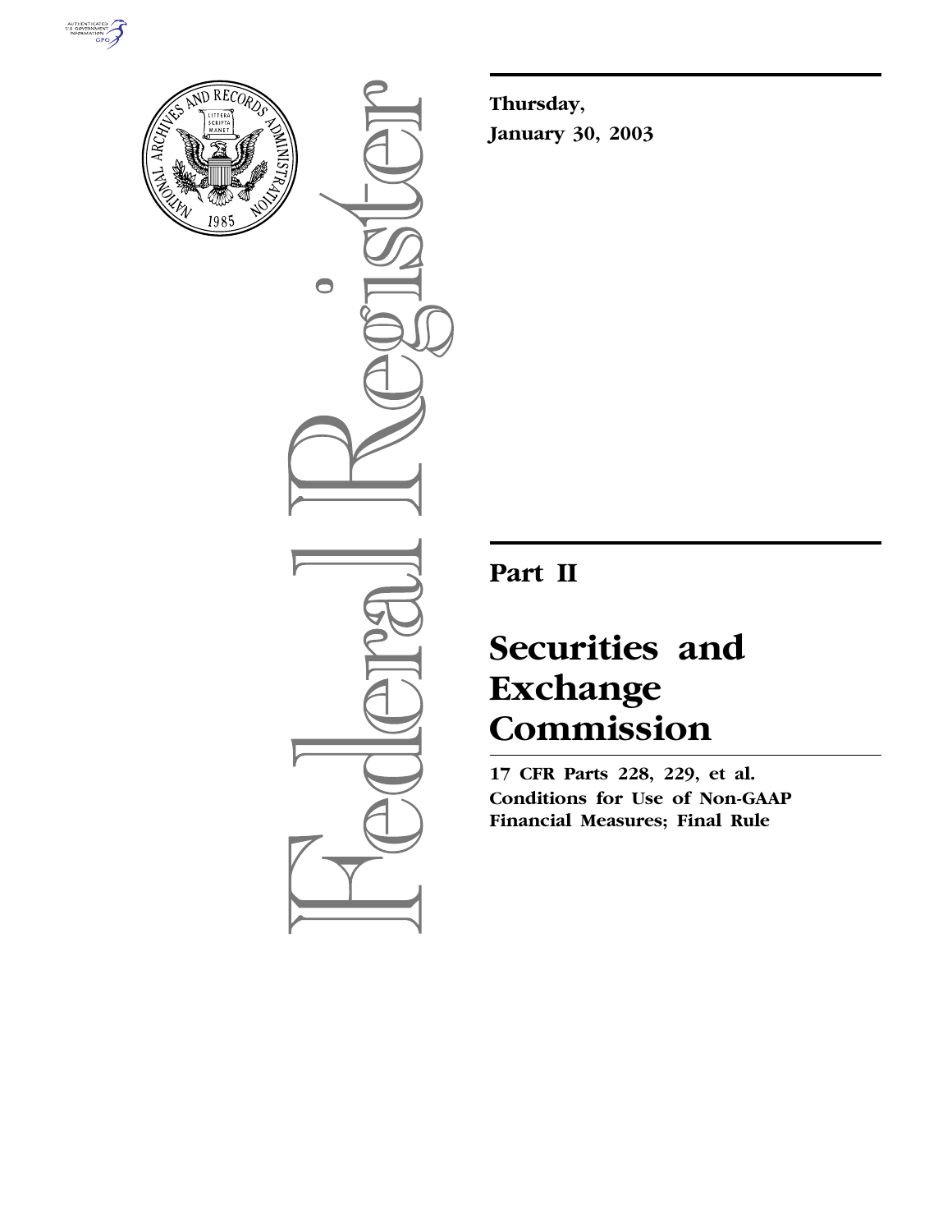Federal Register

**Thursday,**
**January 30, 2003**

---

## Part II

# Securities and Exchange Commission

**17 CFR Parts 228, 229, et al.**
**Conditions for Use of Non-GAAP Financial Measures; Final Rule**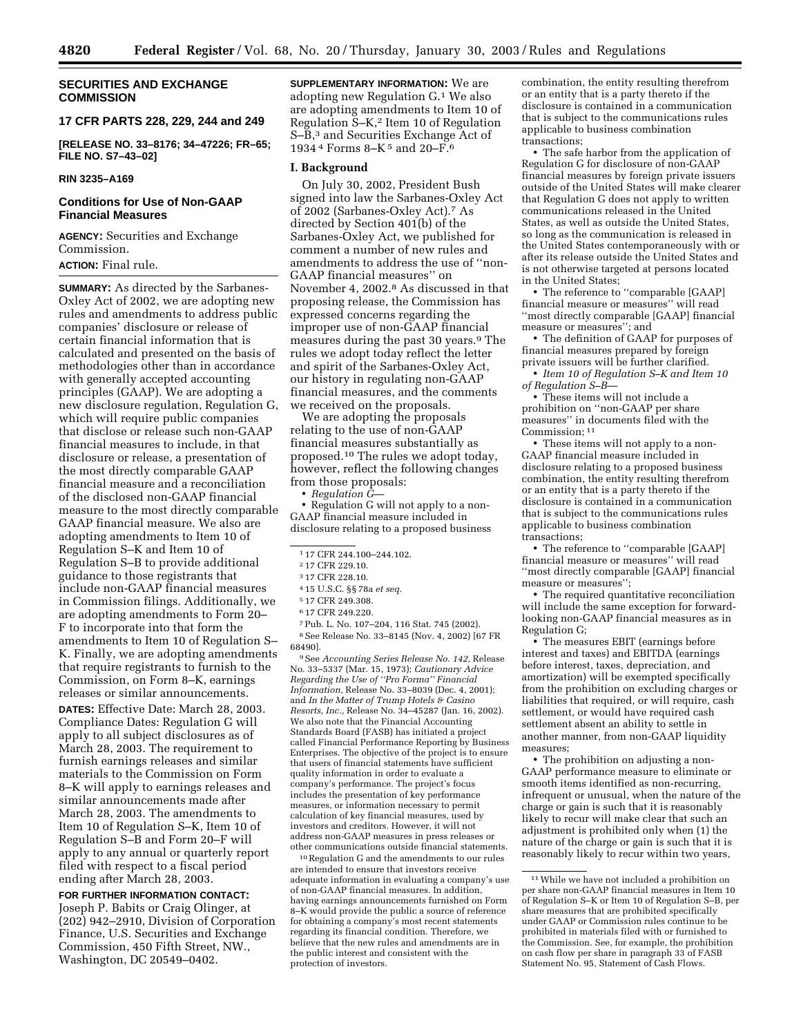## SECURITIES AND EXCHANGE COMMISSION

### 17 CFR PARTS 228, 229, 244 and 249

**[RELEASE NO. 33–8176; 34–47226; FR–65; FILE NO. S7–43–02]**

**RIN 3235–A169**

### Conditions for Use of Non-GAAP Financial Measures

**AGENCY:** Securities and Exchange Commission.

**ACTION:** Final rule.

**SUMMARY:** As directed by the Sarbanes-Oxley Act of 2002, we are adopting new rules and amendments to address public companies' disclosure or release of certain financial information that is calculated and presented on the basis of methodologies other than in accordance with generally accepted accounting principles (GAAP). We are adopting a new disclosure regulation, Regulation G, which will require public companies that disclose or release such non-GAAP financial measures to include, in that disclosure or release, a presentation of the most directly comparable GAAP financial measure and a reconciliation of the disclosed non-GAAP financial measure to the most directly comparable GAAP financial measure. We also are adopting amendments to Item 10 of Regulation S–K and Item 10 of Regulation S–B to provide additional guidance to those registrants that include non-GAAP financial measures in Commission filings. Additionally, we are adopting amendments to Form 20–F to incorporate into that form the amendments to Item 10 of Regulation S–K. Finally, we are adopting amendments that require registrants to furnish to the Commission, on Form 8–K, earnings releases or similar announcements.

**DATES:** Effective Date: March 28, 2003. Compliance Dates: Regulation G will apply to all subject disclosures as of March 28, 2003. The requirement to furnish earnings releases and similar materials to the Commission on Form 8–K will apply to earnings releases and similar announcements made after March 28, 2003. The amendments to Item 10 of Regulation S–K, Item 10 of Regulation S–B and Form 20–F will apply to any annual or quarterly report filed with respect to a fiscal period ending after March 28, 2003.

**FOR FURTHER INFORMATION CONTACT:** Joseph P. Babits or Craig Olinger, at (202) 942–2910, Division of Corporation Finance, U.S. Securities and Exchange Commission, 450 Fifth Street, NW., Washington, DC 20549–0402.

**SUPPLEMENTARY INFORMATION:** We are adopting new Regulation G.[1] We also are adopting amendments to Item 10 of Regulation S–K,[2] Item 10 of Regulation S–B,[3] and Securities Exchange Act of 1934[4] Forms 8–K[5] and 20–F.[6]

## I. Background

On July 30, 2002, President Bush signed into law the Sarbanes-Oxley Act of 2002 (Sarbanes-Oxley Act).[7] As directed by Section 401(b) of the Sarbanes-Oxley Act, we published for comment a number of new rules and amendments to address the use of ''non-GAAP financial measures'' on November 4, 2002.[8] As discussed in that proposing release, the Commission has expressed concerns regarding the improper use of non-GAAP financial measures during the past 30 years.[9] The rules we adopt today reflect the letter and spirit of the Sarbanes-Oxley Act, our history in regulating non-GAAP financial measures, and the comments we received on the proposals.

We are adopting the proposals relating to the use of non-GAAP financial measures substantially as proposed.[10] The rules we adopt today, however, reflect the following changes from those proposals:

- *Regulation G*—
- Regulation G will not apply to a non-GAAP financial measure included in disclosure relating to a proposed business combination, the entity resulting therefrom or an entity that is a party thereto if the disclosure is contained in a communication that is subject to the communications rules applicable to business combination transactions;
- The safe harbor from the application of Regulation G for disclosure of non-GAAP financial measures by foreign private issuers outside of the United States will make clearer that Regulation G does not apply to written communications released in the United States, as well as outside the United States, so long as the communication is released in the United States contemporaneously with or after its release outside the United States and is not otherwise targeted at persons located in the United States;
- The reference to ''comparable [GAAP] financial measure or measures'' will read ''most directly comparable [GAAP] financial measure or measures''; and
- The definition of GAAP for purposes of financial measures prepared by foreign private issuers will be further clarified.
- *Item 10 of Regulation S–K and Item 10 of Regulation S–B*—
- These items will not include a prohibition on ''non-GAAP per share measures'' in documents filed with the Commission;[11]
- These items will not apply to a non-GAAP financial measure included in disclosure relating to a proposed business combination, the entity resulting therefrom or an entity that is a party thereto if the disclosure is contained in a communication that is subject to the communications rules applicable to business combination transactions;
- The reference to ''comparable [GAAP] financial measure or measures'' will read ''most directly comparable [GAAP] financial measure or measures'';
- The required quantitative reconciliation will include the same exception for forward-looking non-GAAP financial measures as in Regulation G;
- The measures EBIT (earnings before interest and taxes) and EBITDA (earnings before interest, taxes, depreciation, and amortization) will be exempted specifically from the prohibition on excluding charges or liabilities that required, or will require, cash settlement, or would have required cash settlement absent an ability to settle in another manner, from non-GAAP liquidity measures;
- The prohibition on adjusting a non-GAAP performance measure to eliminate or smooth items identified as non-recurring, infrequent or unusual, when the nature of the charge or gain is such that it is reasonably likely to recur will make clear that such an adjustment is prohibited only when (1) the nature of the charge or gain is such that it is reasonably likely to recur within two years,

---

[1] 17 CFR 244.100–244.102.

[2] 17 CFR 229.10.

[3] 17 CFR 228.10.

[4] 15 U.S.C. §§ 78a *et seq.*

[5] 17 CFR 249.308.

[6] 17 CFR 249.220.

[7] Pub. L. No. 107–204, 116 Stat. 745 (2002).

[8] See Release No. 33–8145 (Nov. 4, 2002) [67 FR 68490].

[9] See *Accounting Series Release No. 142,* Release No. 33–5337 (Mar. 15, 1973); *Cautionary Advice Regarding the Use of ''Pro Forma'' Financial Information,* Release No. 33–8039 (Dec. 4, 2001); and *In the Matter of Trump Hotels & Casino Resorts, Inc.,* Release No. 34–45287 (Jan. 16, 2002). We also note that the Financial Accounting Standards Board (FASB) has initiated a project called Financial Performance Reporting by Business Enterprises. The objective of the project is to ensure that users of financial statements have sufficient quality information in order to evaluate a company's performance. The project's focus includes the presentation of key performance measures, or information necessary to permit calculation of key financial measures, used by investors and creditors. However, it will not address non-GAAP measures in press releases or other communications outside financial statements.

[10] Regulation G and the amendments to our rules are intended to ensure that investors receive adequate information in evaluating a company's use of non-GAAP financial measures. In addition, having earnings announcements furnished on Form 8–K would provide the public a source of reference for obtaining a company's most recent statements regarding its financial condition. Therefore, we believe that the new rules and amendments are in the public interest and consistent with the protection of investors.

[11] While we have not included a prohibition on per share non-GAAP financial measures in Item 10 of Regulation S–K or Item 10 of Regulation S–B, per share measures that are prohibited specifically under GAAP or Commission rules continue to be prohibited in materials filed with or furnished to the Commission. See, for example, the prohibition on cash flow per share in paragraph 33 of FASB Statement No. 95, Statement of Cash Flows.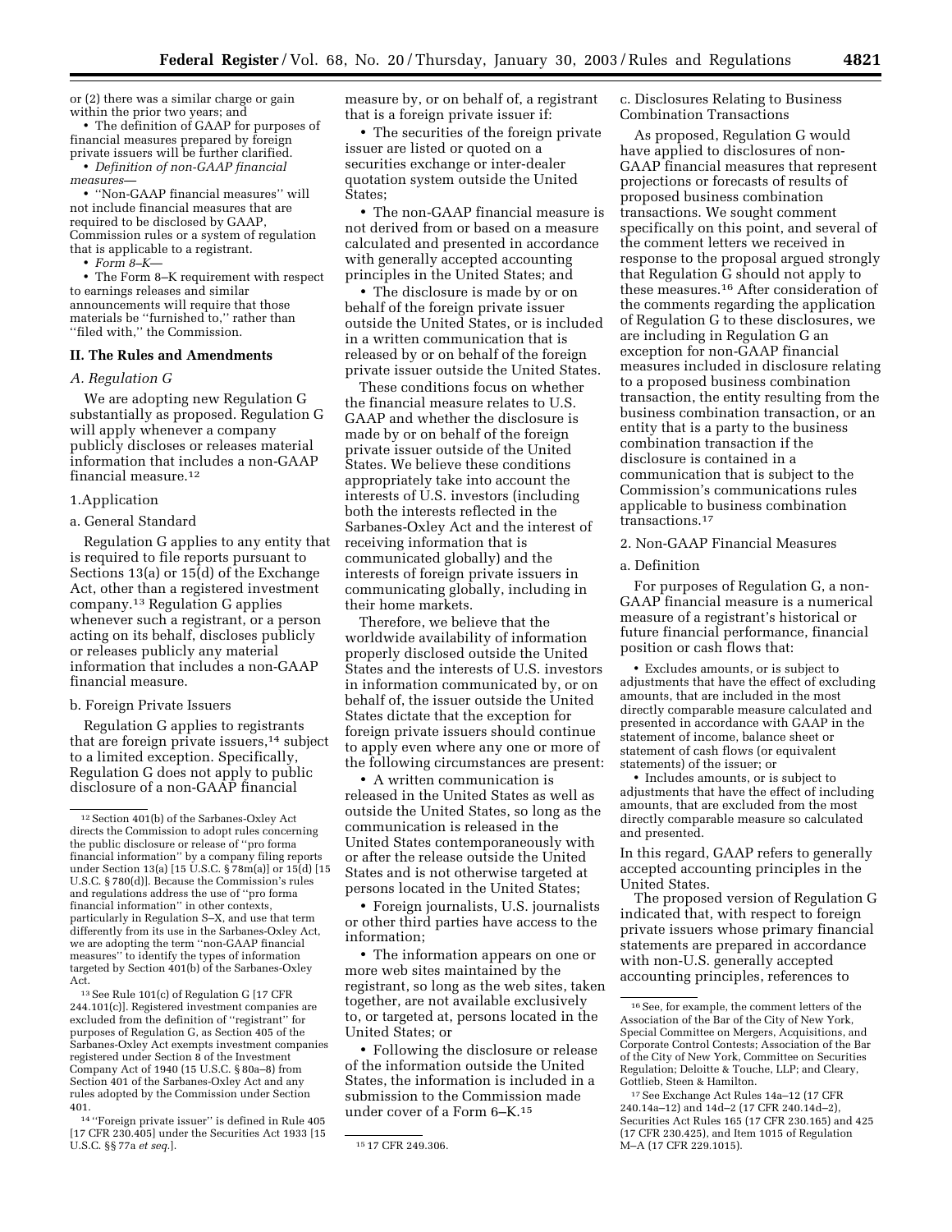or (2) there was a similar charge or gain within the prior two years; and

- The definition of GAAP for purposes of financial measures prepared by foreign private issuers will be further clarified.
- *Definition of non-GAAP financial measures*—
- "Non-GAAP financial measures" will not include financial measures that are required to be disclosed by GAAP, Commission rules or a system of regulation that is applicable to a registrant.
- *Form 8–K*—
- The Form 8–K requirement with respect to earnings releases and similar announcements will require that those materials be "furnished to," rather than "filed with," the Commission.

## II. The Rules and Amendments

### *A. Regulation G*

We are adopting new Regulation G substantially as proposed. Regulation G will apply whenever a company publicly discloses or releases material information that includes a non-GAAP financial measure.[12]

#### 1. Application

##### a. General Standard

Regulation G applies to any entity that is required to file reports pursuant to Sections 13(a) or 15(d) of the Exchange Act, other than a registered investment company.[13] Regulation G applies whenever such a registrant, or a person acting on its behalf, discloses publicly or releases publicly any material information that includes a non-GAAP financial measure.

##### b. Foreign Private Issuers

Regulation G applies to registrants that are foreign private issuers,[14] subject to a limited exception. Specifically, Regulation G does not apply to public disclosure of a non-GAAP financial measure by, or on behalf of, a registrant that is a foreign private issuer if:

- The securities of the foreign private issuer are listed or quoted on a securities exchange or inter-dealer quotation system outside the United States;
- The non-GAAP financial measure is not derived from or based on a measure calculated and presented in accordance with generally accepted accounting principles in the United States; and
- The disclosure is made by or on behalf of the foreign private issuer outside the United States, or is included in a written communication that is released by or on behalf of the foreign private issuer outside the United States.

These conditions focus on whether the financial measure relates to U.S. GAAP and whether the disclosure is made by or on behalf of the foreign private issuer outside of the United States. We believe these conditions appropriately take into account the interests of U.S. investors (including both the interests reflected in the Sarbanes-Oxley Act and the interest of receiving information that is communicated globally) and the interests of foreign private issuers in communicating globally, including in their home markets.

Therefore, we believe that the worldwide availability of information properly disclosed outside the United States and the interests of U.S. investors in information communicated by, or on behalf of, the issuer outside the United States dictate that the exception for foreign private issuers should continue to apply even where any one or more of the following circumstances are present:

- A written communication is released in the United States as well as outside the United States, so long as the communication is released in the United States contemporaneously with or after the release outside the United States and is not otherwise targeted at persons located in the United States;
- Foreign journalists, U.S. journalists or other third parties have access to the information;
- The information appears on one or more web sites maintained by the registrant, so long as the web sites, taken together, are not available exclusively to, or targeted at, persons located in the United States; or
- Following the disclosure or release of the information outside the United States, the information is included in a submission to the Commission made under cover of a Form 6–K.[15]

##### c. Disclosures Relating to Business Combination Transactions

As proposed, Regulation G would have applied to disclosures of non-GAAP financial measures that represent projections or forecasts of results of proposed business combination transactions. We sought comment specifically on this point, and several of the comment letters we received in response to the proposal argued strongly that Regulation G should not apply to these measures.[16] After consideration of the comments regarding the application of Regulation G to these disclosures, we are including in Regulation G an exception for non-GAAP financial measures included in disclosure relating to a proposed business combination transaction, the entity resulting from the business combination transaction, or an entity that is a party to the business combination transaction if the disclosure is contained in a communication that is subject to the Commission's communications rules applicable to business combination transactions.[17]

#### 2. Non-GAAP Financial Measures

##### a. Definition

For purposes of Regulation G, a non-GAAP financial measure is a numerical measure of a registrant's historical or future financial performance, financial position or cash flows that:

- Excludes amounts, or is subject to adjustments that have the effect of excluding amounts, that are included in the most directly comparable measure calculated and presented in accordance with GAAP in the statement of income, balance sheet or statement of cash flows (or equivalent statements) of the issuer; or
- Includes amounts, or is subject to adjustments that have the effect of including amounts, that are excluded from the most directly comparable measure so calculated and presented.

In this regard, GAAP refers to generally accepted accounting principles in the United States.

The proposed version of Regulation G indicated that, with respect to foreign private issuers whose primary financial statements are prepared in accordance with non-U.S. generally accepted accounting principles, references to

---

[12] Section 401(b) of the Sarbanes-Oxley Act directs the Commission to adopt rules concerning the public disclosure or release of "pro forma financial information" by a company filing reports under Section 13(a) [15 U.S.C. § 78m(a)] or 15(d) [15 U.S.C. § 78o(d)]. Because the Commission's rules and regulations address the use of "pro forma financial information" in other contexts, particularly in Regulation S–X, and use that term differently from its use in the Sarbanes-Oxley Act, we are adopting the term "non-GAAP financial measures" to identify the types of information targeted by Section 401(b) of the Sarbanes-Oxley Act.

[13] See Rule 101(c) of Regulation G [17 CFR 244.101(c)]. Registered investment companies are excluded from the definition of "registrant" for purposes of Regulation G, as Section 405 of the Sarbanes-Oxley Act exempts investment companies registered under Section 8 of the Investment Company Act of 1940 (15 U.S.C. § 80a–8) from Section 401 of the Sarbanes-Oxley Act and any rules adopted by the Commission under Section 401.

[14] "Foreign private issuer" is defined in Rule 405 [17 CFR 230.405] under the Securities Act 1933 [15 U.S.C. §§ 77a *et seq.*].

[15] 17 CFR 249.306.

[16] See, for example, the comment letters of the Association of the Bar of the City of New York, Special Committee on Mergers, Acquisitions, and Corporate Control Contests; Association of the Bar of the City of New York, Committee on Securities Regulation; Deloitte & Touche, LLP; and Cleary, Gottlieb, Steen & Hamilton.

[17] See Exchange Act Rules 14a–12 (17 CFR 240.14a–12) and 14d–2 (17 CFR 240.14d–2), Securities Act Rules 165 (17 CFR 230.165) and 425 (17 CFR 230.425), and Item 1015 of Regulation M–A (17 CFR 229.1015).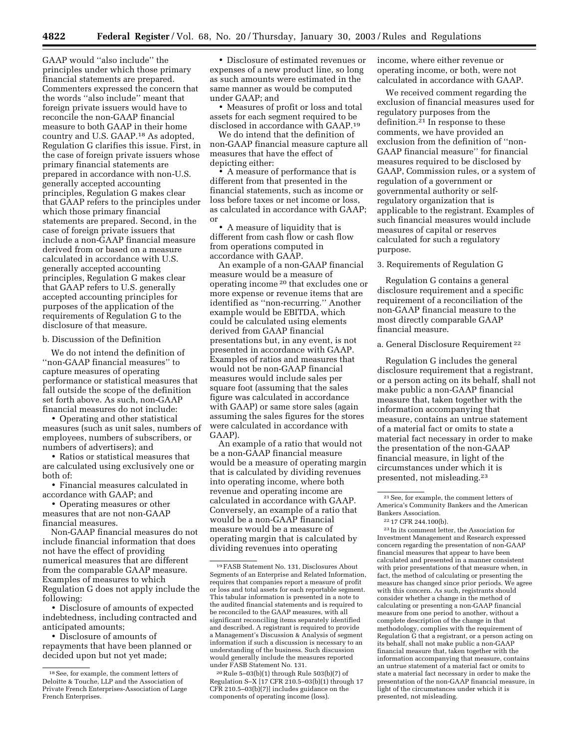GAAP would ''also include'' the principles under which those primary financial statements are prepared. Commenters expressed the concern that the words ''also include'' meant that foreign private issuers would have to reconcile the non-GAAP financial measure to both GAAP in their home country and U.S. GAAP.[18] As adopted, Regulation G clarifies this issue. First, in the case of foreign private issuers whose primary financial statements are prepared in accordance with non-U.S. generally accepted accounting principles, Regulation G makes clear that GAAP refers to the principles under which those primary financial statements are prepared. Second, in the case of foreign private issuers that include a non-GAAP financial measure derived from or based on a measure calculated in accordance with U.S. generally accepted accounting principles, Regulation G makes clear that GAAP refers to U.S. generally accepted accounting principles for purposes of the application of the requirements of Regulation G to the disclosure of that measure.

b. Discussion of the Definition

We do not intend the definition of ''non-GAAP financial measures'' to capture measures of operating performance or statistical measures that fall outside the scope of the definition set forth above. As such, non-GAAP financial measures do not include:

- Operating and other statistical measures (such as unit sales, numbers of employees, numbers of subscribers, or numbers of advertisers); and
- Ratios or statistical measures that are calculated using exclusively one or both of:
- Financial measures calculated in accordance with GAAP; and
- Operating measures or other measures that are not non-GAAP financial measures.

Non-GAAP financial measures do not include financial information that does not have the effect of providing numerical measures that are different from the comparable GAAP measure. Examples of measures to which Regulation G does not apply include the following:

- Disclosure of amounts of expected indebtedness, including contracted and anticipated amounts;
- Disclosure of amounts of repayments that have been planned or decided upon but not yet made;
- Disclosure of estimated revenues or expenses of a new product line, so long as such amounts were estimated in the same manner as would be computed under GAAP; and
- Measures of profit or loss and total assets for each segment required to be disclosed in accordance with GAAP.[19]

We do intend that the definition of non-GAAP financial measure capture all measures that have the effect of depicting either:

- A measure of performance that is different from that presented in the financial statements, such as income or loss before taxes or net income or loss, as calculated in accordance with GAAP; or
- A measure of liquidity that is different from cash flow or cash flow from operations computed in accordance with GAAP.

An example of a non-GAAP financial measure would be a measure of operating income [20] that excludes one or more expense or revenue items that are identified as ''non-recurring.'' Another example would be EBITDA, which could be calculated using elements derived from GAAP financial presentations but, in any event, is not presented in accordance with GAAP. Examples of ratios and measures that would not be non-GAAP financial measures would include sales per square foot (assuming that the sales figure was calculated in accordance with GAAP) or same store sales (again assuming the sales figures for the stores were calculated in accordance with GAAP).

An example of a ratio that would not be a non-GAAP financial measure would be a measure of operating margin that is calculated by dividing revenues into operating income, where both revenue and operating income are calculated in accordance with GAAP. Conversely, an example of a ratio that would be a non-GAAP financial measure would be a measure of operating margin that is calculated by dividing revenues into operating income, where either revenue or operating income, or both, were not calculated in accordance with GAAP.

We received comment regarding the exclusion of financial measures used for regulatory purposes from the definition.[21] In response to these comments, we have provided an exclusion from the definition of ''non-GAAP financial measure'' for financial measures required to be disclosed by GAAP, Commission rules, or a system of regulation of a government or governmental authority or self-regulatory organization that is applicable to the registrant. Examples of such financial measures would include measures of capital or reserves calculated for such a regulatory purpose.

3. Requirements of Regulation G

Regulation G contains a general disclosure requirement and a specific requirement of a reconciliation of the non-GAAP financial measure to the most directly comparable GAAP financial measure.

a. General Disclosure Requirement [22]

Regulation G includes the general disclosure requirement that a registrant, or a person acting on its behalf, shall not make public a non-GAAP financial measure that, taken together with the information accompanying that measure, contains an untrue statement of a material fact or omits to state a material fact necessary in order to make the presentation of the non-GAAP financial measure, in light of the circumstances under which it is presented, not misleading.[23]

---

[18] See, for example, the comment letters of Deloitte & Touche, LLP and the Association of Private French Enterprises-Association of Large French Enterprises.

[19] FASB Statement No. 131, Disclosures About Segments of an Enterprise and Related Information, requires that companies report a measure of profit or loss and total assets for each reportable segment. This tabular information is presented in a note to the audited financial statements and is required to be reconciled to the GAAP measures, with all significant reconciling items separately identified and described. A registrant is required to provide a Management's Discussion & Analysis of segment information if such a discussion is necessary to an understanding of the business. Such discussion would generally include the measures reported under FASB Statement No. 131.

[20] Rule 5–03(b)(1) through Rule 503(b)(7) of Regulation S–X [17 CFR 210.5–03(b)(1) through 17 CFR 210.5–03(b)(7)] includes guidance on the components of operating income (loss).

[21] See, for example, the comment letters of America's Community Bankers and the American Bankers Association.

[22] 17 CFR 244.100(b).

[23] In its comment letter, the Association for Investment Management and Research expressed concern regarding the presentation of non-GAAP financial measures that appear to have been calculated and presented in a manner consistent with prior presentations of that measure when, in fact, the method of calculating or presenting the measure has changed since prior periods. We agree with this concern. As such, registrants should consider whether a change in the method of calculating or presenting a non-GAAP financial measure from one period to another, without a complete description of the change in that methodology, complies with the requirement of Regulation G that a registrant, or a person acting on its behalf, shall not make public a non-GAAP financial measure that, taken together with the information accompanying that measure, contains an untrue statement of a material fact or omits to state a material fact necessary in order to make the presentation of the non-GAAP financial measure, in light of the circumstances under which it is presented, not misleading.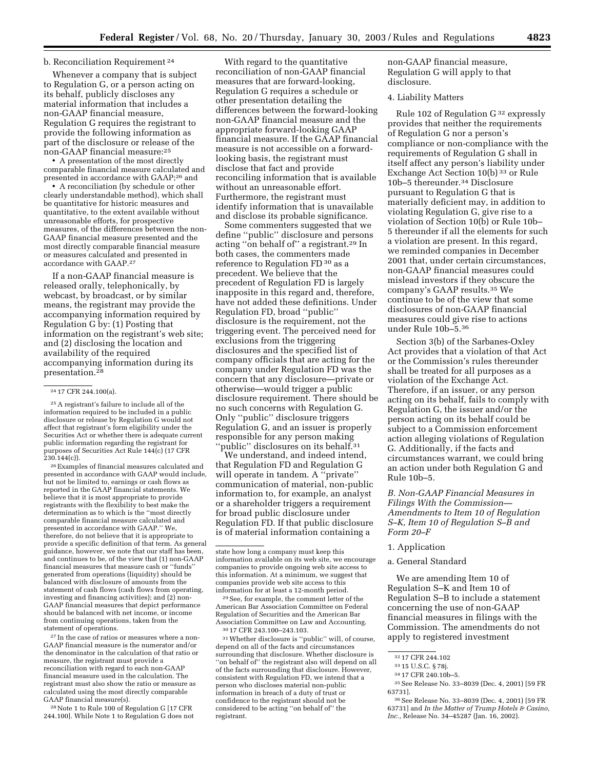b. Reconciliation Requirement [24]

Whenever a company that is subject to Regulation G, or a person acting on its behalf, publicly discloses any material information that includes a non-GAAP financial measure, Regulation G requires the registrant to provide the following information as part of the disclosure or release of the non-GAAP financial measure:[25]

- A presentation of the most directly comparable financial measure calculated and presented in accordance with GAAP;[26] and
- A reconciliation (by schedule or other clearly understandable method), which shall be quantitative for historic measures and quantitative, to the extent available without unreasonable efforts, for prospective measures, of the differences between the non-GAAP financial measure presented and the most directly comparable financial measure or measures calculated and presented in accordance with GAAP.[27]

If a non-GAAP financial measure is released orally, telephonically, by webcast, by broadcast, or by similar means, the registrant may provide the accompanying information required by Regulation G by: (1) Posting that information on the registrant's web site; and (2) disclosing the location and availability of the required accompanying information during its presentation.[28]

With regard to the quantitative reconciliation of non-GAAP financial measures that are forward-looking, Regulation G requires a schedule or other presentation detailing the differences between the forward-looking non-GAAP financial measure and the appropriate forward-looking GAAP financial measure. If the GAAP financial measure is not accessible on a forward-looking basis, the registrant must disclose that fact and provide reconciling information that is available without an unreasonable effort. Furthermore, the registrant must identify information that is unavailable and disclose its probable significance.

Some commenters suggested that we define "public" disclosure and persons acting "on behalf of" a registrant.[29] In both cases, the commenters made reference to Regulation FD [30] as a precedent. We believe that the precedent of Regulation FD is largely inapposite in this regard and, therefore, have not added these definitions. Under Regulation FD, broad "public" disclosure is the requirement, not the triggering event. The perceived need for exclusions from the triggering disclosures and the specified list of company officials that are acting for the company under Regulation FD was the concern that any disclosure—private or otherwise—would trigger a public disclosure requirement. There should be no such concerns with Regulation G. Only "public" disclosure triggers Regulation G, and an issuer is properly responsible for any person making "public" disclosures on its behalf.[31]

We understand, and indeed intend, that Regulation FD and Regulation G will operate in tandem. A "private" communication of material, non-public information to, for example, an analyst or a shareholder triggers a requirement for broad public disclosure under Regulation FD. If that public disclosure is of material information containing a non-GAAP financial measure, Regulation G will apply to that disclosure.

4. Liability Matters

Rule 102 of Regulation G [32] expressly provides that neither the requirements of Regulation G nor a person's compliance or non-compliance with the requirements of Regulation G shall in itself affect any person's liability under Exchange Act Section 10(b) [33] or Rule 10b–5 thereunder.[34] Disclosure pursuant to Regulation G that is materially deficient may, in addition to violating Regulation G, give rise to a violation of Section 10(b) or Rule 10b–5 thereunder if all the elements for such a violation are present. In this regard, we reminded companies in December 2001 that, under certain circumstances, non-GAAP financial measures could mislead investors if they obscure the company's GAAP results.[35] We continue to be of the view that some disclosures of non-GAAP financial measures could give rise to actions under Rule 10b–5.[36]

Section 3(b) of the Sarbanes-Oxley Act provides that a violation of that Act or the Commission's rules thereunder shall be treated for all purposes as a violation of the Exchange Act. Therefore, if an issuer, or any person acting on its behalf, fails to comply with Regulation G, the issuer and/or the person acting on its behalf could be subject to a Commission enforcement action alleging violations of Regulation G. Additionally, if the facts and circumstances warrant, we could bring an action under both Regulation G and Rule 10b–5.

*B. Non-GAAP Financial Measures in Filings With the Commission—Amendments to Item 10 of Regulation S–K, Item 10 of Regulation S–B and Form 20–F*

1. Application

a. General Standard

We are amending Item 10 of Regulation S–K and Item 10 of Regulation S–B to include a statement concerning the use of non-GAAP financial measures in filings with the Commission. The amendments do not apply to registered investment

---

[24] 17 CFR 244.100(a).

[25] A registrant's failure to include all of the information required to be included in a public disclosure or release by Regulation G would not affect that registrant's form eligibility under the Securities Act or whether there is adequate current public information regarding the registrant for purposes of Securities Act Rule 144(c) (17 CFR 230.144(c)).

[26] Examples of financial measures calculated and presented in accordance with GAAP would include, but not be limited to, earnings or cash flows as reported in the GAAP financial statements. We believe that it is most appropriate to provide registrants with the flexibility to best make the determination as to which is the "most directly comparable financial measure calculated and presented in accordance with GAAP." We, therefore, do not believe that it is appropriate to provide a specific definition of that term. As general guidance, however, we note that our staff has been, and continues to be, of the view that (1) non-GAAP financial measures that measure cash or "funds" generated from operations (liquidity) should be balanced with disclosure of amounts from the statement of cash flows (cash flows from operating, investing and financing activities); and (2) non-GAAP financial measures that depict performance should be balanced with net income, or income from continuing operations, taken from the statement of operations.

[27] In the case of ratios or measures where a non-GAAP financial measure is the numerator and/or the denominator in the calculation of that ratio or measure, the registrant must provide a reconciliation with regard to each non-GAAP financial measure used in the calculation. The registrant must also show the ratio or measure as calculated using the most directly comparable GAAP financial measure(s).

[28] Note 1 to Rule 100 of Regulation G [17 CFR 244.100]. While Note 1 to Regulation G does not state how long a company must keep this information available on its web site, we encourage companies to provide ongoing web site access to this information. At a minimum, we suggest that companies provide web site access to this information for at least a 12-month period.

[29] See, for example, the comment letter of the American Bar Association Committee on Federal Regulation of Securities and the American Bar Association Committee on Law and Accounting.

[30] 17 CFR 243.100–243.103.

[31] Whether disclosure is "public" will, of course, depend on all of the facts and circumstances surrounding that disclosure. Whether disclosure is "on behalf of" the registrant also will depend on all of the facts surrounding that disclosure. However, consistent with Regulation FD, we intend that a person who discloses material non-public information in breach of a duty of trust or confidence to the registrant should not be considered to be acting "on behalf of" the registrant.

[32] 17 CFR 244.102

[33] 15 U.S.C. §78j.

[34] 17 CFR 240.10b–5.

[35] See Release No. 33–8039 (Dec. 4, 2001) [59 FR 63731].

[36] See Release No. 33–8039 (Dec. 4, 2001) [59 FR 63731] and *In the Matter of Trump Hotels & Casino, Inc.*, Release No. 34–45287 (Jan. 16, 2002).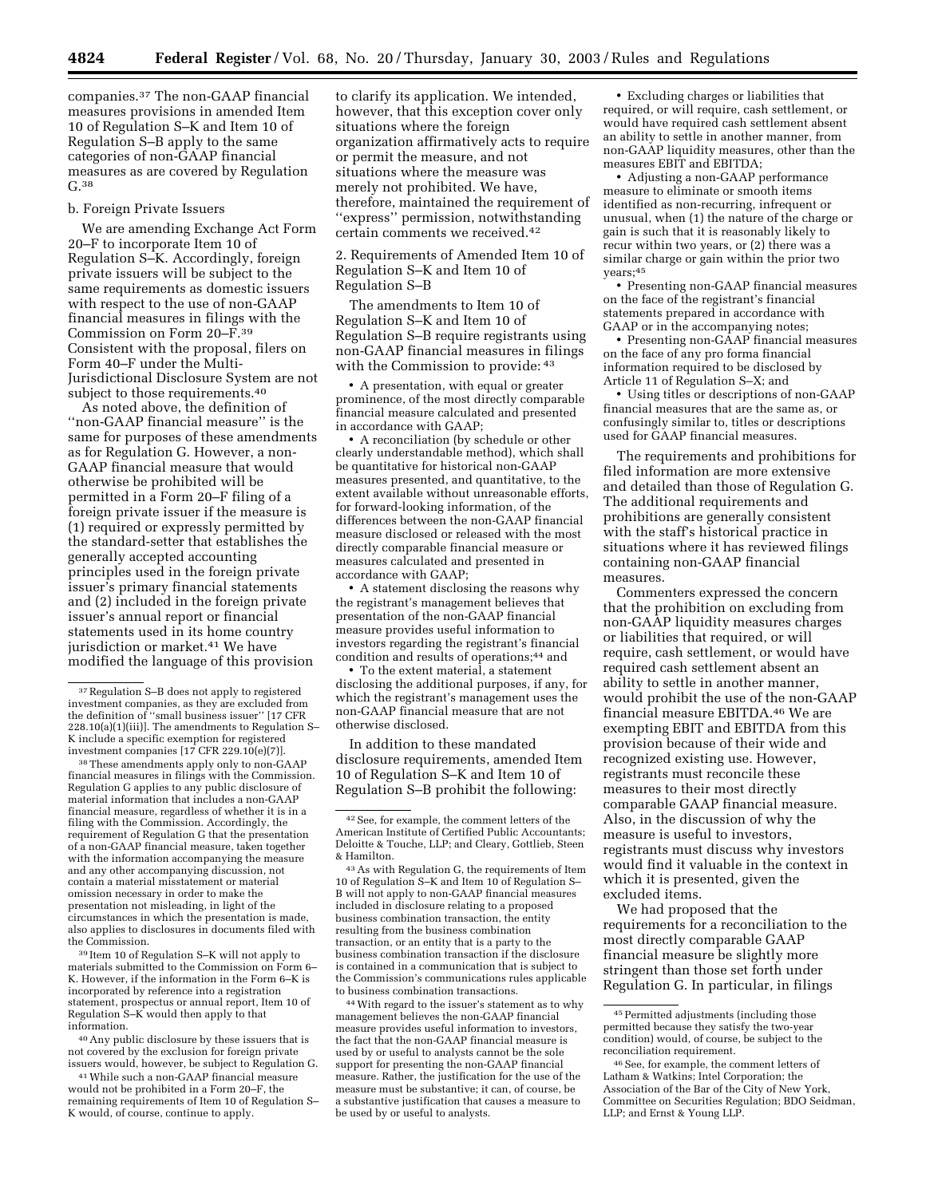companies.[37] The non-GAAP financial measures provisions in amended Item 10 of Regulation S–K and Item 10 of Regulation S–B apply to the same categories of non-GAAP financial measures as are covered by Regulation G.[38]

b. Foreign Private Issuers

We are amending Exchange Act Form 20–F to incorporate Item 10 of Regulation S–K. Accordingly, foreign private issuers will be subject to the same requirements as domestic issuers with respect to the use of non-GAAP financial measures in filings with the Commission on Form 20–F.[39] Consistent with the proposal, filers on Form 40–F under the Multi-Jurisdictional Disclosure System are not subject to those requirements.[40]

As noted above, the definition of ''non-GAAP financial measure'' is the same for purposes of these amendments as for Regulation G. However, a non-GAAP financial measure that would otherwise be prohibited will be permitted in a Form 20–F filing of a foreign private issuer if the measure is (1) required or expressly permitted by the standard-setter that establishes the generally accepted accounting principles used in the foreign private issuer's primary financial statements and (2) included in the foreign private issuer's annual report or financial statements used in its home country jurisdiction or market.[41] We have modified the language of this provision to clarify its application. We intended, however, that this exception cover only situations where the foreign organization affirmatively acts to require or permit the measure, and not situations where the measure was merely not prohibited. We have, therefore, maintained the requirement of ''express'' permission, notwithstanding certain comments we received.[42]

2. Requirements of Amended Item 10 of Regulation S–K and Item 10 of Regulation S–B

The amendments to Item 10 of Regulation S–K and Item 10 of Regulation S–B require registrants using non-GAAP financial measures in filings with the Commission to provide: [43]

- A presentation, with equal or greater prominence, of the most directly comparable financial measure calculated and presented in accordance with GAAP;
- A reconciliation (by schedule or other clearly understandable method), which shall be quantitative for historical non-GAAP measures presented, and quantitative, to the extent available without unreasonable efforts, for forward-looking information, of the differences between the non-GAAP financial measure disclosed or released with the most directly comparable financial measure or measures calculated and presented in accordance with GAAP;
- A statement disclosing the reasons why the registrant's management believes that presentation of the non-GAAP financial measure provides useful information to investors regarding the registrant's financial condition and results of operations;[44] and
- To the extent material, a statement disclosing the additional purposes, if any, for which the registrant's management uses the non-GAAP financial measure that are not otherwise disclosed.

In addition to these mandated disclosure requirements, amended Item 10 of Regulation S–K and Item 10 of Regulation S–B prohibit the following:

- Excluding charges or liabilities that required, or will require, cash settlement, or would have required cash settlement absent an ability to settle in another manner, from non-GAAP liquidity measures, other than the measures EBIT and EBITDA;
- Adjusting a non-GAAP performance measure to eliminate or smooth items identified as non-recurring, infrequent or unusual, when (1) the nature of the charge or gain is such that it is reasonably likely to recur within two years, or (2) there was a similar charge or gain within the prior two years;[45]
- Presenting non-GAAP financial measures on the face of the registrant's financial statements prepared in accordance with GAAP or in the accompanying notes;
- Presenting non-GAAP financial measures on the face of any pro forma financial information required to be disclosed by Article 11 of Regulation S–X; and
- Using titles or descriptions of non-GAAP financial measures that are the same as, or confusingly similar to, titles or descriptions used for GAAP financial measures.

The requirements and prohibitions for filed information are more extensive and detailed than those of Regulation G. The additional requirements and prohibitions are generally consistent with the staff's historical practice in situations where it has reviewed filings containing non-GAAP financial measures.

Commenters expressed the concern that the prohibition on excluding from non-GAAP liquidity measures charges or liabilities that required, or will require, cash settlement, or would have required cash settlement absent an ability to settle in another manner, would prohibit the use of the non-GAAP financial measure EBITDA.[46] We are exempting EBIT and EBITDA from this provision because of their wide and recognized existing use. However, registrants must reconcile these measures to their most directly comparable GAAP financial measure. Also, in the discussion of why the measure is useful to investors, registrants must discuss why investors would find it valuable in the context in which it is presented, given the excluded items.

We had proposed that the requirements for a reconciliation to the most directly comparable GAAP financial measure be slightly more stringent than those set forth under Regulation G. In particular, in filings

---

[37] Regulation S–B does not apply to registered investment companies, as they are excluded from the definition of ''small business issuer'' [17 CFR 228.10(a)(1)(iii)]. The amendments to Regulation S–K include a specific exemption for registered investment companies [17 CFR 229.10(e)(7)].

[38] These amendments apply only to non-GAAP financial measures in filings with the Commission. Regulation G applies to any public disclosure of material information that includes a non-GAAP financial measure, regardless of whether it is in a filing with the Commission. Accordingly, the requirement of Regulation G that the presentation of a non-GAAP financial measure, taken together with the information accompanying the measure and any other accompanying discussion, not contain a material misstatement or material omission necessary in order to make the presentation not misleading, in light of the circumstances in which the presentation is made, also applies to disclosures in documents filed with the Commission.

[39] Item 10 of Regulation S–K will not apply to materials submitted to the Commission on Form 6–K. However, if the information in the Form 6–K is incorporated by reference into a registration statement, prospectus or annual report, Item 10 of Regulation S–K would then apply to that information.

[40] Any public disclosure by these issuers that is not covered by the exclusion for foreign private issuers would, however, be subject to Regulation G.

[41] While such a non-GAAP financial measure would not be prohibited in a Form 20–F, the remaining requirements of Item 10 of Regulation S–K would, of course, continue to apply.

[42] See, for example, the comment letters of the American Institute of Certified Public Accountants; Deloitte & Touche, LLP; and Cleary, Gottlieb, Steen & Hamilton.

[43] As with Regulation G, the requirements of Item 10 of Regulation S–K and Item 10 of Regulation S–B will not apply to non-GAAP financial measures included in disclosure relating to a proposed business combination transaction, the entity resulting from the business combination transaction, or an entity that is a party to the business combination transaction if the disclosure is contained in a communication that is subject to the Commission's communications rules applicable to business combination transactions.

[44] With regard to the issuer's statement as to why management believes the non-GAAP financial measure provides useful information to investors, the fact that the non-GAAP financial measure is used by or useful to analysts cannot be the sole support for presenting the non-GAAP financial measure. Rather, the justification for the use of the measure must be substantive; it can, of course, be a substantive justification that causes a measure to be used by or useful to analysts.

[45] Permitted adjustments (including those permitted because they satisfy the two-year condition) would, of course, be subject to the reconciliation requirement.

[46] See, for example, the comment letters of Latham & Watkins; Intel Corporation; the Association of the Bar of the City of New York, Committee on Securities Regulation; BDO Seidman, LLP; and Ernst & Young LLP.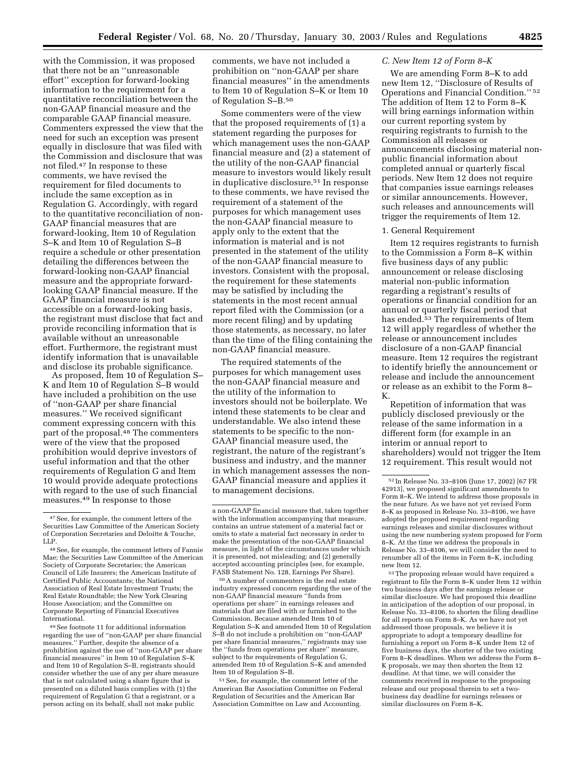with the Commission, it was proposed that there not be an ''unreasonable effort'' exception for forward-looking information to the requirement for a quantitative reconciliation between the non-GAAP financial measure and the comparable GAAP financial measure. Commenters expressed the view that the need for such an exception was present equally in disclosure that was filed with the Commission and disclosure that was not filed.[47] In response to these comments, we have revised the requirement for filed documents to include the same exception as in Regulation G. Accordingly, with regard to the quantitative reconciliation of non-GAAP financial measures that are forward-looking, Item 10 of Regulation S–K and Item 10 of Regulation S–B require a schedule or other presentation detailing the differences between the forward-looking non-GAAP financial measure and the appropriate forward-looking GAAP financial measure. If the GAAP financial measure is not accessible on a forward-looking basis, the registrant must disclose that fact and provide reconciling information that is available without an unreasonable effort. Furthermore, the registrant must identify information that is unavailable and disclose its probable significance.

As proposed, Item 10 of Regulation S–K and Item 10 of Regulation S–B would have included a prohibition on the use of ''non-GAAP per share financial measures.'' We received significant comment expressing concern with this part of the proposal.[48] The commenters were of the view that the proposed prohibition would deprive investors of useful information and that the other requirements of Regulation G and Item 10 would provide adequate protections with regard to the use of such financial measures.[49] In response to those comments, we have not included a prohibition on ''non-GAAP per share financial measures'' in the amendments to Item 10 of Regulation S–K or Item 10 of Regulation S–B.[50]

Some commenters were of the view that the proposed requirements of (1) a statement regarding the purposes for which management uses the non-GAAP financial measure and (2) a statement of the utility of the non-GAAP financial measure to investors would likely result in duplicative disclosure.[51] In response to these comments, we have revised the requirement of a statement of the purposes for which management uses the non-GAAP financial measure to apply only to the extent that the information is material and is not presented in the statement of the utility of the non-GAAP financial measure to investors. Consistent with the proposal, the requirement for these statements may be satisfied by including the statements in the most recent annual report filed with the Commission (or a more recent filing) and by updating those statements, as necessary, no later than the time of the filing containing the non-GAAP financial measure.

The required statements of the purposes for which management uses the non-GAAP financial measure and the utility of the information to investors should not be boilerplate. We intend these statements to be clear and understandable. We also intend these statements to be specific to the non-GAAP financial measure used, the registrant, the nature of the registrant's business and industry, and the manner in which management assesses the non-GAAP financial measure and applies it to management decisions.

### C. New Item 12 of Form 8–K

We are amending Form 8–K to add new Item 12, ''Disclosure of Results of Operations and Financial Condition.''[52] The addition of Item 12 to Form 8–K will bring earnings information within our current reporting system by requiring registrants to furnish to the Commission all releases or announcements disclosing material non-public financial information about completed annual or quarterly fiscal periods. New Item 12 does not require that companies issue earnings releases or similar announcements. However, such releases and announcements will trigger the requirements of Item 12.

#### 1. General Requirement

Item 12 requires registrants to furnish to the Commission a Form 8–K within five business days of any public announcement or release disclosing material non-public information regarding a registrant's results of operations or financial condition for an annual or quarterly fiscal period that has ended.[53] The requirements of Item 12 will apply regardless of whether the release or announcement includes disclosure of a non-GAAP financial measure. Item 12 requires the registrant to identify briefly the announcement or release and include the announcement or release as an exhibit to the Form 8–K.

Repetition of information that was publicly disclosed previously or the release of the same information in a different form (for example in an interim or annual report to shareholders) would not trigger the Item 12 requirement. This result would not

---

[47] See, for example, the comment letters of the Securities Law Committee of the American Society of Corporation Secretaries and Deloitte & Touche, LLP.

[48] See, for example, the comment letters of Fannie Mae; the Securities Law Committee of the American Society of Corporate Secretaries; the American Council of Life Insurers; the American Institute of Certified Public Accountants; the National Association of Real Estate Investment Trusts; the Real Estate Roundtable; the New York Clearing House Association; and the Committee on Corporate Reporting of Financial Executives International.

[49] See footnote 11 for additional information regarding the use of ''non-GAAP per share financial measures.'' Further, despite the absence of a prohibition against the use of ''non-GAAP per share financial measures'' in Item 10 of Regulation S–K and Item 10 of Regulation S–B, registrants should consider whether the use of any per share measure that is not calculated using a share figure that is presented on a diluted basis complies with (1) the requirement of Regulation G that a registrant, or a person acting on its behalf, shall not make public a non-GAAP financial measure that, taken together with the information accompanying that measure, contains an untrue statement of a material fact or omits to state a material fact necessary in order to make the presentation of the non-GAAP financial measure, in light of the circumstances under which it is presented, not misleading; and (2) generally accepted accounting principles (see, for example, FASB Statement No. 128, Earnings Per Share).

[50] A number of commenters in the real estate industry expressed concern regarding the use of the non-GAAP financial measure ''funds from operations per share'' in earnings releases and materials that are filed with or furnished to the Commission. Because amended Item 10 of Regulation S–K and amended Item 10 of Regulation S–B do not include a prohibition on ''non-GAAP per share financial measures,'' registrants may use the ''funds from operations per share'' measure, subject to the requirements of Regulation G, amended Item 10 of Regulation S–K and amended Item 10 of Regulation S–B.

[51] See, for example, the comment letter of the American Bar Association Committee on Federal Regulation of Securities and the American Bar Association Committee on Law and Accounting.

[52] In Release No. 33–8106 (June 17, 2002) [67 FR 42913], we proposed significant amendments to Form 8–K. We intend to address those proposals in the near future. As we have not yet revised Form 8–K as proposed in Release No. 33–8106, we have adopted the proposed requirement regarding earnings releases and similar disclosures without using the new numbering system proposed for Form 8–K. At the time we address the proposals in Release No. 33–8106, we will consider the need to renumber all of the items in Form 8–K, including new Item 12.

[53] The proposing release would have required a registrant to file the Form 8–K under Item 12 within two business days after the earnings release or similar disclosure. We had proposed this deadline in anticipation of the adoption of our proposal, in Release No. 33–8106, to shorten the filing deadline for all reports on Form 8–K. As we have not yet addressed those proposals, we believe it is appropriate to adopt a temporary deadline for furnishing a report on Form 8–K under Item 12 of five business days, the shorter of the two existing Form 8–K deadlines. When we address the Form 8–K proposals, we may then shorten the Item 12 deadline. At that time, we will consider the comments received in response to the proposing release and our proposal therein to set a two-business day deadline for earnings releases or similar disclosures on Form 8–K.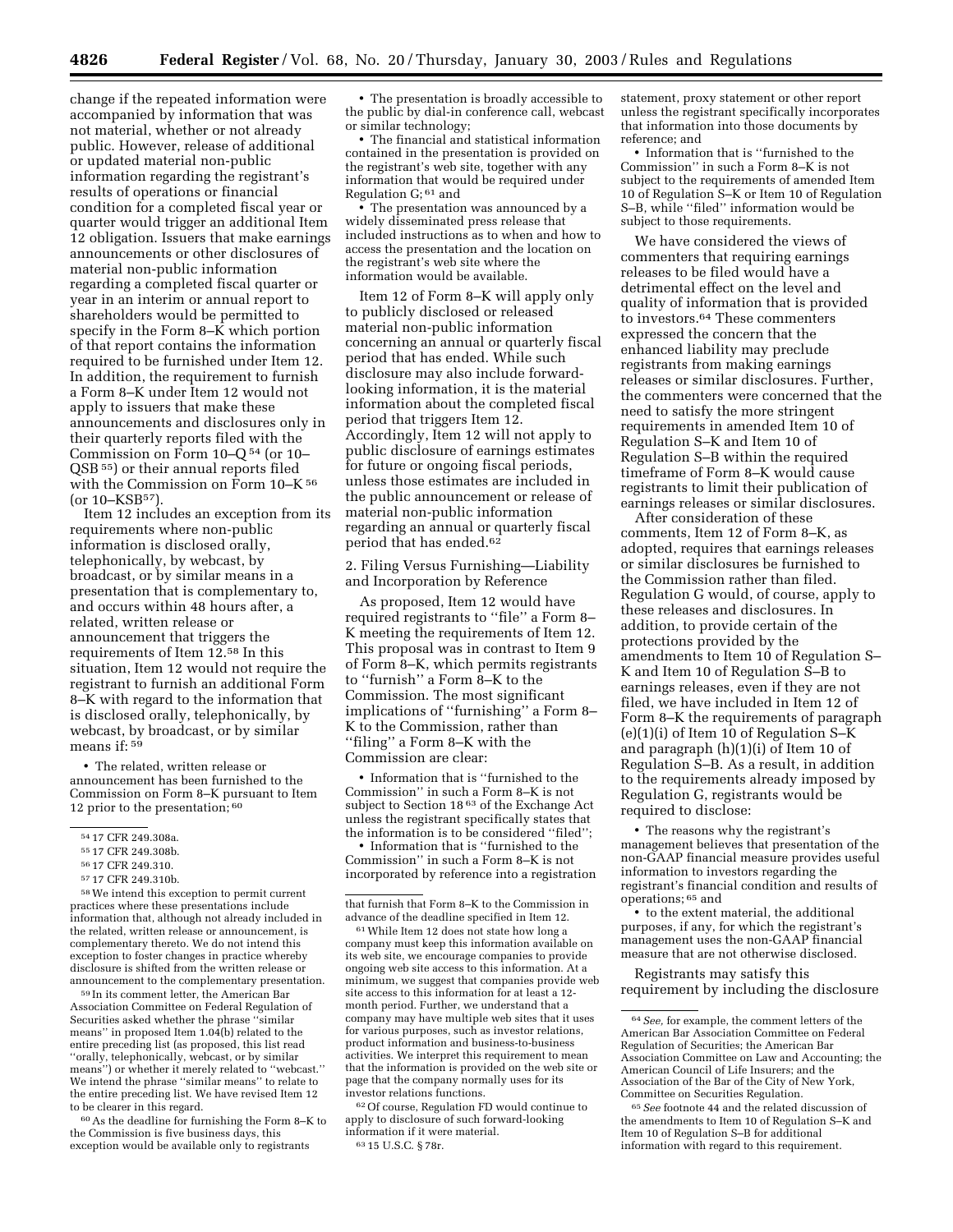change if the repeated information were accompanied by information that was not material, whether or not already public. However, release of additional or updated material non-public information regarding the registrant's results of operations or financial condition for a completed fiscal year or quarter would trigger an additional Item 12 obligation. Issuers that make earnings announcements or other disclosures of material non-public information regarding a completed fiscal quarter or year in an interim or annual report to shareholders would be permitted to specify in the Form 8–K which portion of that report contains the information required to be furnished under Item 12. In addition, the requirement to furnish a Form 8–K under Item 12 would not apply to issuers that make these announcements and disclosures only in their quarterly reports filed with the Commission on Form 10–Q [54] (or 10–QSB [55]) or their annual reports filed with the Commission on Form 10–K [56] (or 10–KSB[57]).

Item 12 includes an exception from its requirements where non-public information is disclosed orally, telephonically, by webcast, by broadcast, or by similar means in a presentation that is complementary to, and occurs within 48 hours after, a related, written release or announcement that triggers the requirements of Item 12.[58] In this situation, Item 12 would not require the registrant to furnish an additional Form 8–K with regard to the information that is disclosed orally, telephonically, by webcast, by broadcast, or by similar means if: [59]

- The related, written release or announcement has been furnished to the Commission on Form 8–K pursuant to Item 12 prior to the presentation; [60]
- The presentation is broadly accessible to the public by dial-in conference call, webcast or similar technology;
- The financial and statistical information contained in the presentation is provided on the registrant's web site, together with any information that would be required under Regulation G; [61] and
- The presentation was announced by a widely disseminated press release that included instructions as to when and how to access the presentation and the location on the registrant's web site where the information would be available.

Item 12 of Form 8–K will apply only to publicly disclosed or released material non-public information concerning an annual or quarterly fiscal period that has ended. While such disclosure may also include forward-looking information, it is the material information about the completed fiscal period that triggers Item 12. Accordingly, Item 12 will not apply to public disclosure of earnings estimates for future or ongoing fiscal periods, unless those estimates are included in the public announcement or release of material non-public information regarding an annual or quarterly fiscal period that has ended.[62]

### 2. Filing Versus Furnishing—Liability and Incorporation by Reference

As proposed, Item 12 would have required registrants to "file" a Form 8–K meeting the requirements of Item 12. This proposal was in contrast to Item 9 of Form 8–K, which permits registrants to "furnish" a Form 8–K to the Commission. The most significant implications of "furnishing" a Form 8–K to the Commission, rather than "filing" a Form 8–K with the Commission are clear:

- Information that is "furnished to the Commission" in such a Form 8–K is not subject to Section 18 [63] of the Exchange Act unless the registrant specifically states that the information is to be considered "filed";
- Information that is "furnished to the Commission" in such a Form 8–K is not incorporated by reference into a registration statement, proxy statement or other report unless the registrant specifically incorporates that information into those documents by reference; and
- Information that is "furnished to the Commission" in such a Form 8–K is not subject to the requirements of amended Item 10 of Regulation S–K or Item 10 of Regulation S–B, while "filed" information would be subject to those requirements.

We have considered the views of commenters that requiring earnings releases to be filed would have a detrimental effect on the level and quality of information that is provided to investors.[64] These commenters expressed the concern that the enhanced liability may preclude registrants from making earnings releases or similar disclosures. Further, the commenters were concerned that the need to satisfy the more stringent requirements in amended Item 10 of Regulation S–K and Item 10 of Regulation S–B within the required timeframe of Form 8–K would cause registrants to limit their publication of earnings releases or similar disclosures.

After consideration of these comments, Item 12 of Form 8–K, as adopted, requires that earnings releases or similar disclosures be furnished to the Commission rather than filed. Regulation G would, of course, apply to these releases and disclosures. In addition, to provide certain of the protections provided by the amendments to Item 10 of Regulation S–K and Item 10 of Regulation S–B to earnings releases, even if they are not filed, we have included in Item 12 of Form 8–K the requirements of paragraph (e)(1)(i) of Item 10 of Regulation S–K and paragraph (h)(1)(i) of Item 10 of Regulation S–B. As a result, in addition to the requirements already imposed by Regulation G, registrants would be required to disclose:

- The reasons why the registrant's management believes that presentation of the non-GAAP financial measure provides useful information to investors regarding the registrant's financial condition and results of operations; [65] and
- to the extent material, the additional purposes, if any, for which the registrant's management uses the non-GAAP financial measure that are not otherwise disclosed.

Registrants may satisfy this requirement by including the disclosure

---

[54] 17 CFR 249.308a.

[55] 17 CFR 249.308b.

[56] 17 CFR 249.310.

[57] 17 CFR 249.310b.

[58] We intend this exception to permit current practices where these presentations include information that, although not already included in the related, written release or announcement, is complementary thereto. We do not intend this exception to foster changes in practice whereby disclosure is shifted from the written release or announcement to the complementary presentation.

[59] In its comment letter, the American Bar Association Committee on Federal Regulation of Securities asked whether the phrase "similar means" in proposed Item 1.04(b) related to the entire preceding list (as proposed, this list read "orally, telephonically, webcast, or by similar means") or whether it merely related to "webcast." We intend the phrase "similar means" to relate to the entire preceding list. We have revised Item 12 to be clearer in this regard.

[60] As the deadline for furnishing the Form 8–K to the Commission is five business days, this exception would be available only to registrants that furnish that Form 8–K to the Commission in advance of the deadline specified in Item 12.

[61] While Item 12 does not state how long a company must keep this information available on its web site, we encourage companies to provide ongoing web site access to this information. At a minimum, we suggest that companies provide web site access to this information for at least a 12-month period. Further, we understand that a company may have multiple web sites that it uses for various purposes, such as investor relations, product information and business-to-business activities. We interpret this requirement to mean that the information is provided on the web site or page that the company normally uses for its investor relations functions.

[62] Of course, Regulation FD would continue to apply to disclosure of such forward-looking information if it were material.

[63] 15 U.S.C. § 78r.

[64] *See,* for example, the comment letters of the American Bar Association Committee on Federal Regulation of Securities; the American Bar Association Committee on Law and Accounting; the American Council of Life Insurers; and the Association of the Bar of the City of New York, Committee on Securities Regulation.

[65] *See* footnote 44 and the related discussion of the amendments to Item 10 of Regulation S–K and Item 10 of Regulation S–B for additional information with regard to this requirement.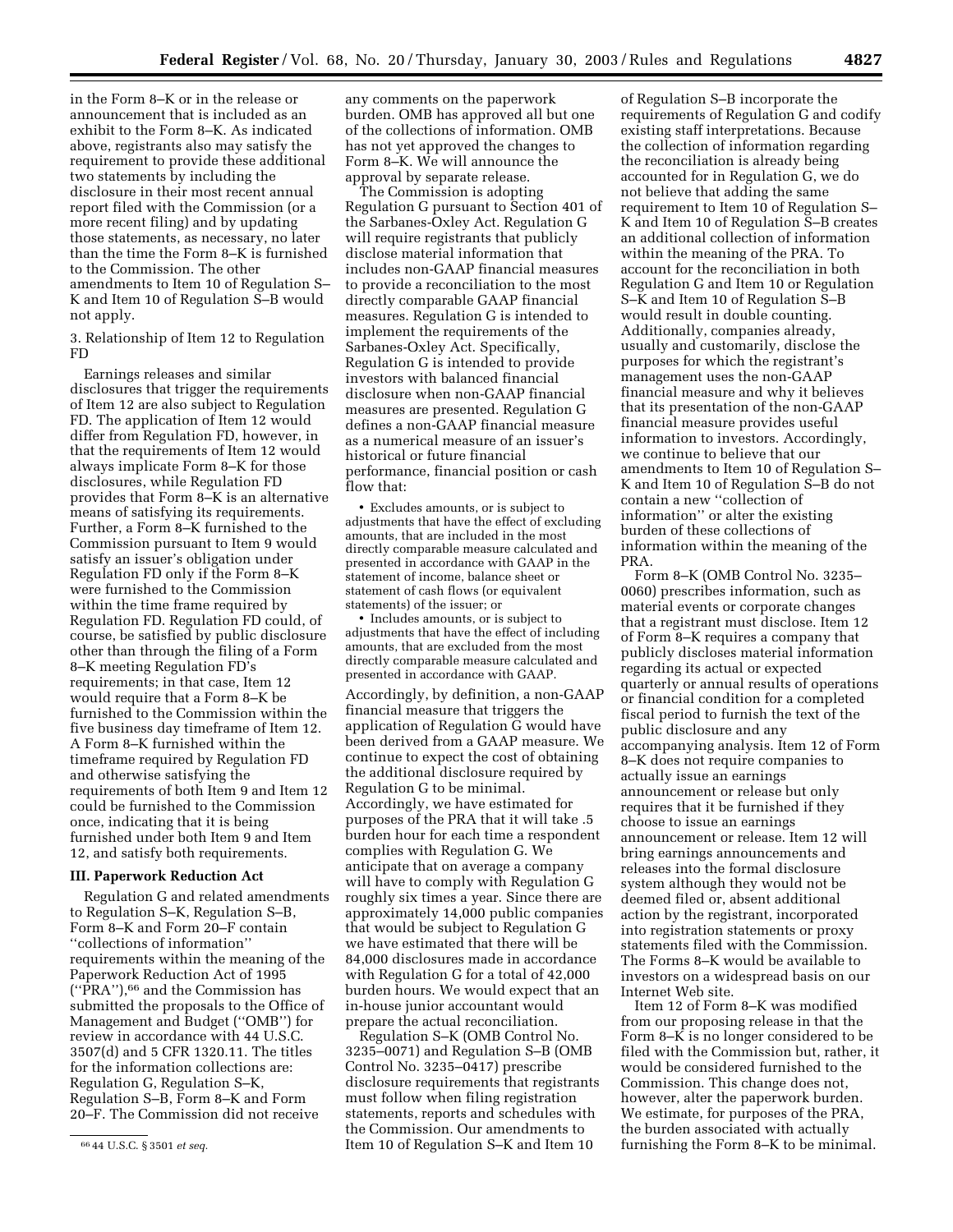in the Form 8–K or in the release or announcement that is included as an exhibit to the Form 8–K. As indicated above, registrants also may satisfy the requirement to provide these additional two statements by including the disclosure in their most recent annual report filed with the Commission (or a more recent filing) and by updating those statements, as necessary, no later than the time the Form 8–K is furnished to the Commission. The other amendments to Item 10 of Regulation S–K and Item 10 of Regulation S–B would not apply.

3. Relationship of Item 12 to Regulation FD

Earnings releases and similar disclosures that trigger the requirements of Item 12 are also subject to Regulation FD. The application of Item 12 would differ from Regulation FD, however, in that the requirements of Item 12 would always implicate Form 8–K for those disclosures, while Regulation FD provides that Form 8–K is an alternative means of satisfying its requirements. Further, a Form 8–K furnished to the Commission pursuant to Item 9 would satisfy an issuer's obligation under Regulation FD only if the Form 8–K were furnished to the Commission within the time frame required by Regulation FD. Regulation FD could, of course, be satisfied by public disclosure other than through the filing of a Form 8–K meeting Regulation FD's requirements; in that case, Item 12 would require that a Form 8–K be furnished to the Commission within the five business day timeframe of Item 12. A Form 8–K furnished within the timeframe required by Regulation FD and otherwise satisfying the requirements of both Item 9 and Item 12 could be furnished to the Commission once, indicating that it is being furnished under both Item 9 and Item 12, and satisfy both requirements.

## III. Paperwork Reduction Act

Regulation G and related amendments to Regulation S–K, Regulation S–B, Form 8–K and Form 20–F contain ''collections of information'' requirements within the meaning of the Paperwork Reduction Act of 1995 (''PRA''),[66] and the Commission has submitted the proposals to the Office of Management and Budget (''OMB'') for review in accordance with 44 U.S.C. 3507(d) and 5 CFR 1320.11. The titles for the information collections are: Regulation G, Regulation S–K, Regulation S–B, Form 8–K and Form 20–F. The Commission did not receive any comments on the paperwork burden. OMB has approved all but one of the collections of information. OMB has not yet approved the changes to Form 8–K. We will announce the approval by separate release.

The Commission is adopting Regulation G pursuant to Section 401 of the Sarbanes-Oxley Act. Regulation G will require registrants that publicly disclose material information that includes non-GAAP financial measures to provide a reconciliation to the most directly comparable GAAP financial measures. Regulation G is intended to implement the requirements of the Sarbanes-Oxley Act. Specifically, Regulation G is intended to provide investors with balanced financial disclosure when non-GAAP financial measures are presented. Regulation G defines a non-GAAP financial measure as a numerical measure of an issuer's historical or future financial performance, financial position or cash flow that:

- Excludes amounts, or is subject to adjustments that have the effect of excluding amounts, that are included in the most directly comparable measure calculated and presented in accordance with GAAP in the statement of income, balance sheet or statement of cash flows (or equivalent statements) of the issuer; or
- Includes amounts, or is subject to adjustments that have the effect of including amounts, that are excluded from the most directly comparable measure calculated and presented in accordance with GAAP.

Accordingly, by definition, a non-GAAP financial measure that triggers the application of Regulation G would have been derived from a GAAP measure. We continue to expect the cost of obtaining the additional disclosure required by Regulation G to be minimal. Accordingly, we have estimated for purposes of the PRA that it will take .5 burden hour for each time a respondent complies with Regulation G. We anticipate that on average a company will have to comply with Regulation G roughly six times a year. Since there are approximately 14,000 public companies that would be subject to Regulation G we have estimated that there will be 84,000 disclosures made in accordance with Regulation G for a total of 42,000 burden hours. We would expect that an in-house junior accountant would prepare the actual reconciliation.

Regulation S–K (OMB Control No. 3235–0071) and Regulation S–B (OMB Control No. 3235–0417) prescribe disclosure requirements that registrants must follow when filing registration statements, reports and schedules with the Commission. Our amendments to Item 10 of Regulation S–K and Item 10 of Regulation S–B incorporate the requirements of Regulation G and codify existing staff interpretations. Because the collection of information regarding the reconciliation is already being accounted for in Regulation G, we do not believe that adding the same requirement to Item 10 of Regulation S–K and Item 10 of Regulation S–B creates an additional collection of information within the meaning of the PRA. To account for the reconciliation in both Regulation G and Item 10 or Regulation S–K and Item 10 of Regulation S–B would result in double counting. Additionally, companies already, usually and customarily, disclose the purposes for which the registrant's management uses the non-GAAP financial measure and why it believes that its presentation of the non-GAAP financial measure provides useful information to investors. Accordingly, we continue to believe that our amendments to Item 10 of Regulation S–K and Item 10 of Regulation S–B do not contain a new ''collection of information'' or alter the existing burden of these collections of information within the meaning of the PRA.

Form 8–K (OMB Control No. 3235–0060) prescribes information, such as material events or corporate changes that a registrant must disclose. Item 12 of Form 8–K requires a company that publicly discloses material information regarding its actual or expected quarterly or annual results of operations or financial condition for a completed fiscal period to furnish the text of the public disclosure and any accompanying analysis. Item 12 of Form 8–K does not require companies to actually issue an earnings announcement or release but only requires that it be furnished if they choose to issue an earnings announcement or release. Item 12 will bring earnings announcements and releases into the formal disclosure system although they would not be deemed filed or, absent additional action by the registrant, incorporated into registration statements or proxy statements filed with the Commission. The Forms 8–K would be available to investors on a widespread basis on our Internet Web site.

Item 12 of Form 8–K was modified from our proposing release in that the Form 8–K is no longer considered to be filed with the Commission but, rather, it would be considered furnished to the Commission. This change does not, however, alter the paperwork burden. We estimate, for purposes of the PRA, the burden associated with actually furnishing the Form 8–K to be minimal.

[66] 44 U.S.C. § 3501 *et seq.*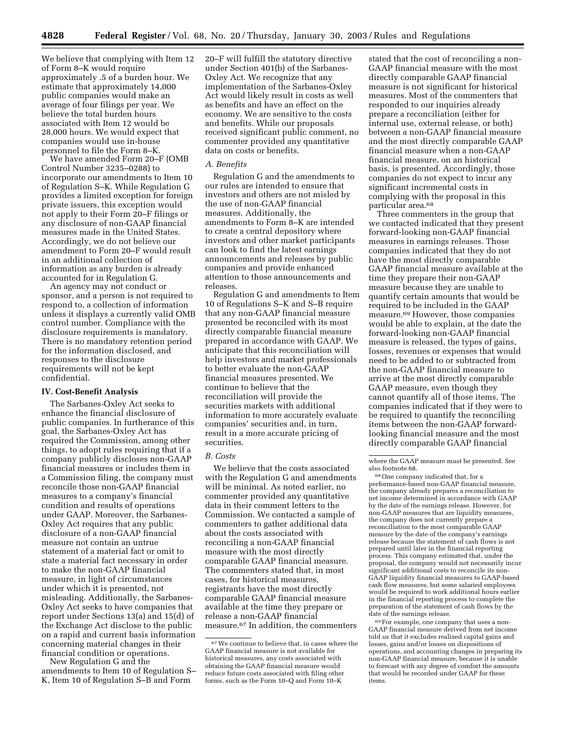We believe that complying with Item 12 of Form 8–K would require approximately .5 of a burden hour. We estimate that approximately 14,000 public companies would make an average of four filings per year. We believe the total burden hours associated with Item 12 would be 28,000 hours. We would expect that companies would use in-house personnel to file the Form 8–K.

We have amended Form 20–F (OMB Control Number 3235–0288) to incorporate our amendments to Item 10 of Regulation S–K. While Regulation G provides a limited exception for foreign private issuers, this exception would not apply to their Form 20–F filings or any disclosure of non-GAAP financial measures made in the United States. Accordingly, we do not believe our amendment to Form 20–F would result in an additional collection of information as any burden is already accounted for in Regulation G.

An agency may not conduct or sponsor, and a person is not required to respond to, a collection of information unless it displays a currently valid OMB control number. Compliance with the disclosure requirements is mandatory. There is no mandatory retention period for the information disclosed, and responses to the disclosure requirements will not be kept confidential.

## IV. Cost-Benefit Analysis

The Sarbanes-Oxley Act seeks to enhance the financial disclosure of public companies. In furtherance of this goal, the Sarbanes-Oxley Act has required the Commission, among other things, to adopt rules requiring that if a company publicly discloses non-GAAP financial measures or includes them in a Commission filing, the company must reconcile those non-GAAP financial measures to a company's financial condition and results of operations under GAAP. Moreover, the Sarbanes-Oxley Act requires that any public disclosure of a non-GAAP financial measure not contain an untrue statement of a material fact or omit to state a material fact necessary in order to make the non-GAAP financial measure, in light of circumstances under which it is presented, not misleading. Additionally, the Sarbanes-Oxley Act seeks to have companies that report under Sections 13(a) and 15(d) of the Exchange Act disclose to the public on a rapid and current basis information concerning material changes in their financial condition or operations.

New Regulation G and the amendments to Item 10 of Regulation S–K, Item 10 of Regulation S–B and Form 20–F will fulfill the statutory directive under Section 401(b) of the Sarbanes-Oxley Act. We recognize that any implementation of the Sarbanes-Oxley Act would likely result in costs as well as benefits and have an effect on the economy. We are sensitive to the costs and benefits. While our proposals received significant public comment, no commenter provided any quantitative data on costs or benefits.

### *A. Benefits*

Regulation G and the amendments to our rules are intended to ensure that investors and others are not misled by the use of non-GAAP financial measures. Additionally, the amendments to Form 8–K are intended to create a central depository where investors and other market participants can look to find the latest earnings announcements and releases by public companies and provide enhanced attention to those announcements and releases.

Regulation G and amendments to Item 10 of Regulations S–K and S–B require that any non-GAAP financial measure presented be reconciled with its most directly comparable financial measure prepared in accordance with GAAP. We anticipate that this reconciliation will help investors and market professionals to better evaluate the non-GAAP financial measures presented. We continue to believe that the reconciliation will provide the securities markets with additional information to more accurately evaluate companies' securities and, in turn, result in a more accurate pricing of securities.

### *B. Costs*

We believe that the costs associated with the Regulation G and amendments will be minimal. As noted earlier, no commenter provided any quantitative data in their comment letters to the Commission. We contacted a sample of commenters to gather additional data about the costs associated with reconciling a non-GAAP financial measure with the most directly comparable GAAP financial measure. The commenters stated that, in most cases, for historical measures, registrants have the most directly comparable GAAP financial measure available at the time they prepare or release a non-GAAP financial measure.[67] In addition, the commenters stated that the cost of reconciling a non-GAAP financial measure with the most directly comparable GAAP financial measure is not significant for historical measures. Most of the commenters that responded to our inquiries already prepare a reconciliation (either for internal use, external release, or both) between a non-GAAP financial measure and the most directly comparable GAAP financial measure when a non-GAAP financial measure, on an historical basis, is presented. Accordingly, those companies do not expect to incur any significant incremental costs in complying with the proposal in this particular area.[68]

Three commenters in the group that we contacted indicated that they present forward-looking non-GAAP financial measures in earnings releases. Those companies indicated that they do not have the most directly comparable GAAP financial measure available at the time they prepare their non-GAAP measure because they are unable to quantify certain amounts that would be required to be included in the GAAP measure.[69] However, those companies would be able to explain, at the date the forward-looking non-GAAP financial measure is released, the types of gains, losses, revenues or expenses that would need to be added to or subtracted from the non-GAAP financial measure to arrive at the most directly comparable GAAP measure, even though they cannot quantify all of those items. The companies indicated that if they were to be required to quantify the reconciling items between the non-GAAP forward-looking financial measure and the most directly comparable GAAP financial

---

[67] We continue to believe that, in cases where the GAAP financial measure is not available for historical measures, any costs associated with obtaining the GAAP financial measure would reduce future costs associated with filing other forms, such as the Form 10–Q and Form 10–K where the GAAP measure must be presented. See also footnote 68.

[68] One company indicated that, for a performance-based non-GAAP financial measure, the company already prepares a reconciliation to net income determined in accordance with GAAP by the date of the earnings release. However, for non-GAAP measures that are liquidity measures, the company does not currently prepare a reconciliation to the most comparable GAAP measure by the date of the company's earnings release because the statement of cash flows is not prepared until later in the financial reporting process. This company estimated that, under the proposal, the company would not necessarily incur significant additional costs to reconcile its non-GAAP liquidity financial measures to GAAP-based cash flow measures, but some salaried employees would be required to work additional hours earlier in the financial reporting process to complete the preparation of the statement of cash flows by the date of the earnings release.

[69] For example, one company that uses a non-GAAP financial measure derived from net income told us that it excludes realized capital gains and losses, gains and/or losses on dispositions of operations, and accounting changes in preparing its non-GAAP financial measure, because it is unable to forecast with any degree of comfort the amounts that would be recorded under GAAP for these items.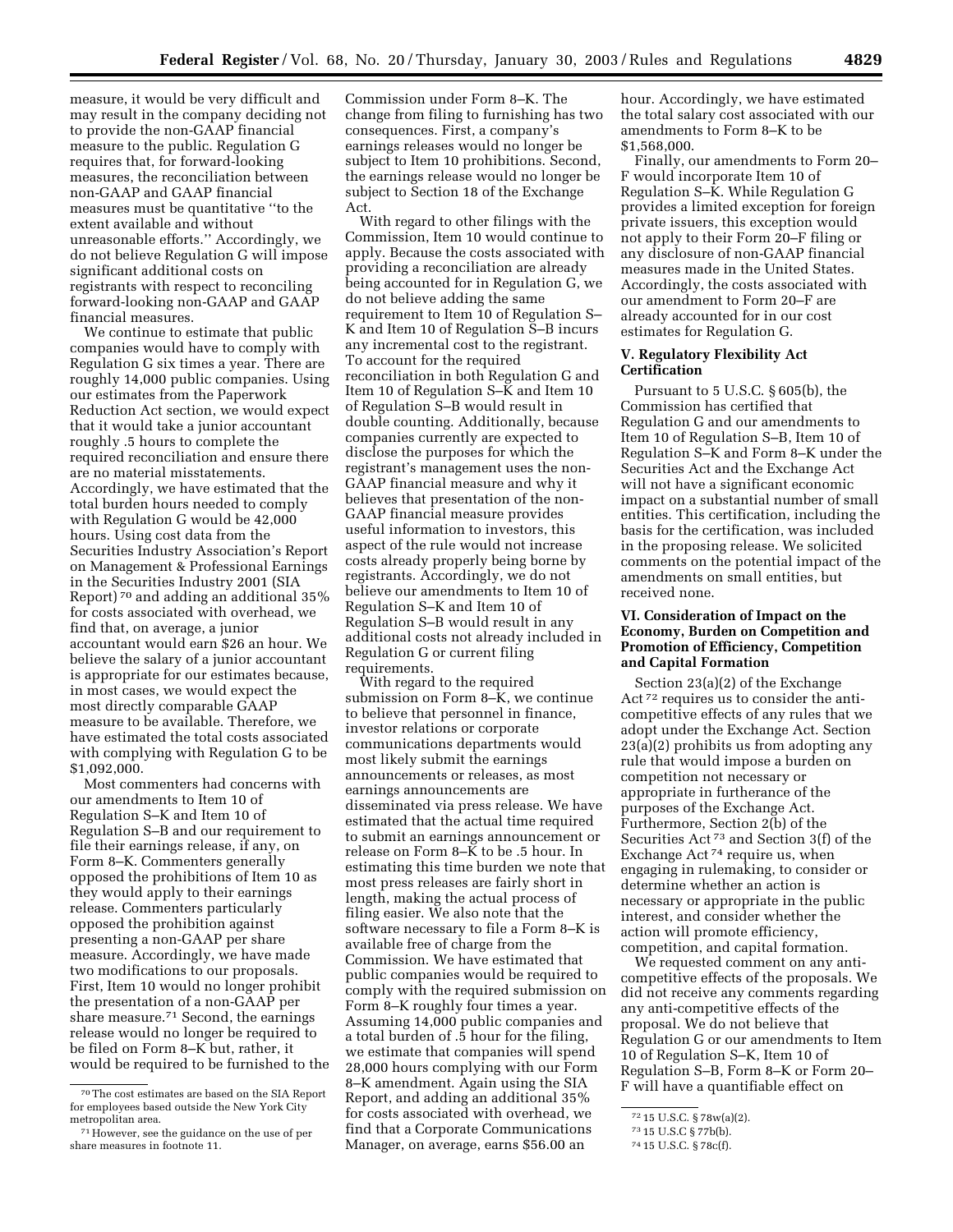measure, it would be very difficult and may result in the company deciding not to provide the non-GAAP financial measure to the public. Regulation G requires that, for forward-looking measures, the reconciliation between non-GAAP and GAAP financial measures must be quantitative ''to the extent available and without unreasonable efforts.'' Accordingly, we do not believe Regulation G will impose significant additional costs on registrants with respect to reconciling forward-looking non-GAAP and GAAP financial measures.

We continue to estimate that public companies would have to comply with Regulation G six times a year. There are roughly 14,000 public companies. Using our estimates from the Paperwork Reduction Act section, we would expect that it would take a junior accountant roughly .5 hours to complete the required reconciliation and ensure there are no material misstatements. Accordingly, we have estimated that the total burden hours needed to comply with Regulation G would be 42,000 hours. Using cost data from the Securities Industry Association's Report on Management & Professional Earnings in the Securities Industry 2001 (SIA Report) [70] and adding an additional 35% for costs associated with overhead, we find that, on average, a junior accountant would earn $26 an hour. We believe the salary of a junior accountant is appropriate for our estimates because, in most cases, we would expect the most directly comparable GAAP measure to be available. Therefore, we have estimated the total costs associated with complying with Regulation G to be $1,092,000.

Most commenters had concerns with our amendments to Item 10 of Regulation S–K and Item 10 of Regulation S–B and our requirement to file their earnings release, if any, on Form 8–K. Commenters generally opposed the prohibitions of Item 10 as they would apply to their earnings release. Commenters particularly opposed the prohibition against presenting a non-GAAP per share measure. Accordingly, we have made two modifications to our proposals. First, Item 10 would no longer prohibit the presentation of a non-GAAP per share measure.[71] Second, the earnings release would no longer be required to be filed on Form 8–K but, rather, it would be required to be furnished to the Commission under Form 8–K. The change from filing to furnishing has two consequences. First, a company's earnings releases would no longer be subject to Item 10 prohibitions. Second, the earnings release would no longer be subject to Section 18 of the Exchange Act.

With regard to other filings with the Commission, Item 10 would continue to apply. Because the costs associated with providing a reconciliation are already being accounted for in Regulation G, we do not believe adding the same requirement to Item 10 of Regulation S–K and Item 10 of Regulation S–B incurs any incremental cost to the registrant. To account for the required reconciliation in both Regulation G and Item 10 of Regulation S–K and Item 10 of Regulation S–B would result in double counting. Additionally, because companies currently are expected to disclose the purposes for which the registrant's management uses the non-GAAP financial measure and why it believes that presentation of the non-GAAP financial measure provides useful information to investors, this aspect of the rule would not increase costs already properly being borne by registrants. Accordingly, we do not believe our amendments to Item 10 of Regulation S–K and Item 10 of Regulation S–B would result in any additional costs not already included in Regulation G or current filing requirements.

With regard to the required submission on Form 8–K, we continue to believe that personnel in finance, investor relations or corporate communications departments would most likely submit the earnings announcements or releases, as most earnings announcements are disseminated via press release. We have estimated that the actual time required to submit an earnings announcement or release on Form 8–K to be .5 hour. In estimating this time burden we note that most press releases are fairly short in length, making the actual process of filing easier. We also note that the software necessary to file a Form 8–K is available free of charge from the Commission. We have estimated that public companies would be required to comply with the required submission on Form 8–K roughly four times a year. Assuming 14,000 public companies and a total burden of .5 hour for the filing, we estimate that companies will spend 28,000 hours complying with our Form 8–K amendment. Again using the SIA Report, and adding an additional 35% for costs associated with overhead, we find that a Corporate Communications Manager, on average, earns $56.00 an hour. Accordingly, we have estimated the total salary cost associated with our amendments to Form 8–K to be $1,568,000.

Finally, our amendments to Form 20–F would incorporate Item 10 of Regulation S–K. While Regulation G provides a limited exception for foreign private issuers, this exception would not apply to their Form 20–F filing or any disclosure of non-GAAP financial measures made in the United States. Accordingly, the costs associated with our amendment to Form 20–F are already accounted for in our cost estimates for Regulation G.

## V. Regulatory Flexibility Act Certification

Pursuant to 5 U.S.C. § 605(b), the Commission has certified that Regulation G and our amendments to Item 10 of Regulation S–B, Item 10 of Regulation S–K and Form 8–K under the Securities Act and the Exchange Act will not have a significant economic impact on a substantial number of small entities. This certification, including the basis for the certification, was included in the proposing release. We solicited comments on the potential impact of the amendments on small entities, but received none.

## VI. Consideration of Impact on the Economy, Burden on Competition and Promotion of Efficiency, Competition and Capital Formation

Section 23(a)(2) of the Exchange Act [72] requires us to consider the anti-competitive effects of any rules that we adopt under the Exchange Act. Section 23(a)(2) prohibits us from adopting any rule that would impose a burden on competition not necessary or appropriate in furtherance of the purposes of the Exchange Act. Furthermore, Section 2(b) of the Securities Act [73] and Section 3(f) of the Exchange Act [74] require us, when engaging in rulemaking, to consider or determine whether an action is necessary or appropriate in the public interest, and consider whether the action will promote efficiency, competition, and capital formation.

We requested comment on any anti-competitive effects of the proposals. We did not receive any comments regarding any anti-competitive effects of the proposal. We do not believe that Regulation G or our amendments to Item 10 of Regulation S–K, Item 10 of Regulation S–B, Form 8–K or Form 20–F will have a quantifiable effect on

---

[70] The cost estimates are based on the SIA Report for employees based outside the New York City metropolitan area.

[71] However, see the guidance on the use of per share measures in footnote 11.

[72] 15 U.S.C. § 78w(a)(2).

[73] 15 U.S.C § 77b(b).

[74] 15 U.S.C. § 78c(f).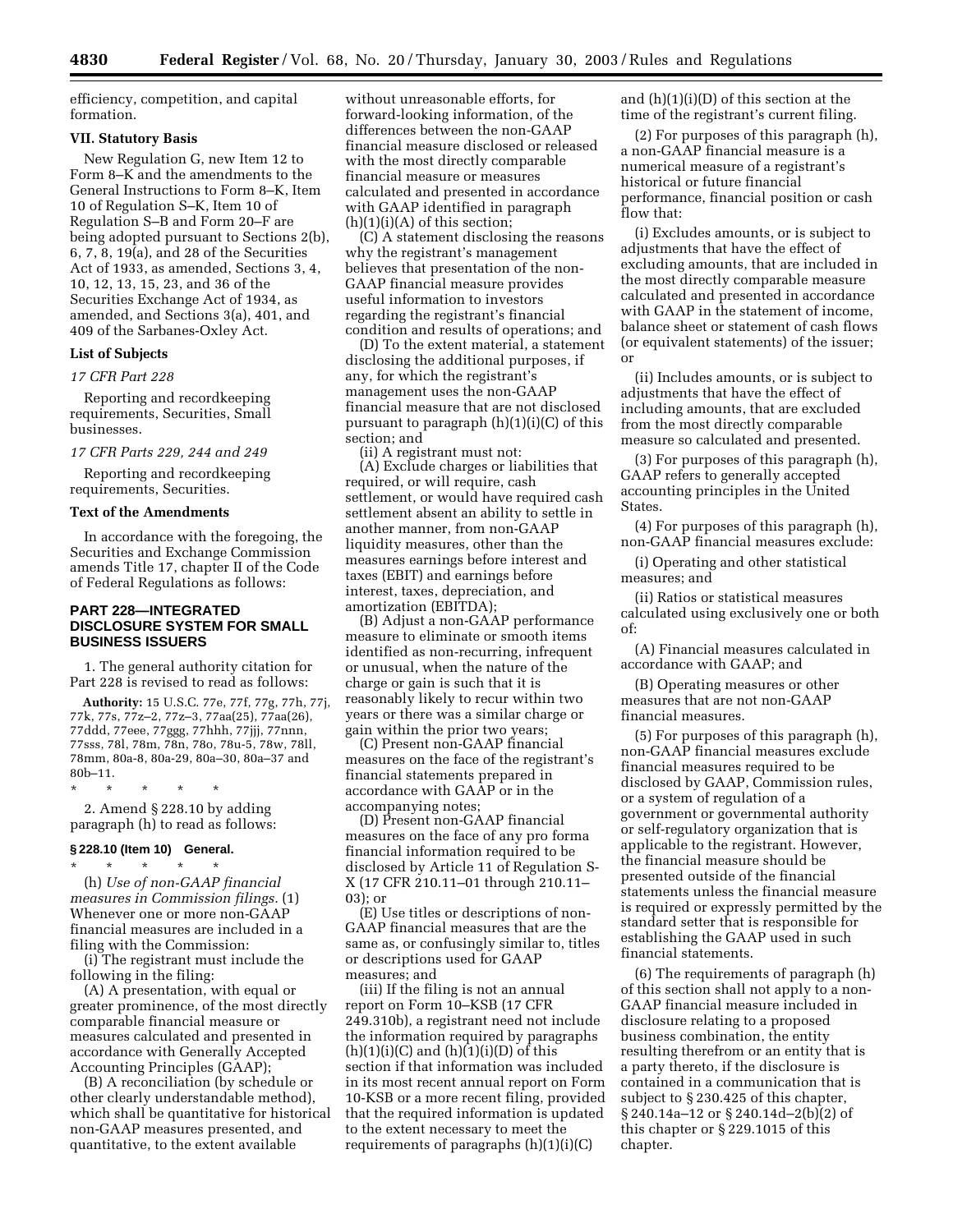efficiency, competition, and capital formation.

### VII. Statutory Basis

New Regulation G, new Item 12 to Form 8–K and the amendments to the General Instructions to Form 8–K, Item 10 of Regulation S–K, Item 10 of Regulation S–B and Form 20–F are being adopted pursuant to Sections 2(b), 6, 7, 8, 19(a), and 28 of the Securities Act of 1933, as amended, Sections 3, 4, 10, 12, 13, 15, 23, and 36 of the Securities Exchange Act of 1934, as amended, and Sections 3(a), 401, and 409 of the Sarbanes-Oxley Act.

### List of Subjects

*17 CFR Part 228*

Reporting and recordkeeping requirements, Securities, Small businesses.

*17 CFR Parts 229, 244 and 249*

Reporting and recordkeeping requirements, Securities.

### Text of the Amendments

In accordance with the foregoing, the Securities and Exchange Commission amends Title 17, chapter II of the Code of Federal Regulations as follows:

## PART 228—INTEGRATED DISCLOSURE SYSTEM FOR SMALL BUSINESS ISSUERS

1. The general authority citation for Part 228 is revised to read as follows:

**Authority:** 15 U.S.C. 77e, 77f, 77g, 77h, 77j, 77k, 77s, 77z–2, 77z–3, 77aa(25), 77aa(26), 77ddd, 77eee, 77ggg, 77hhh, 77jjj, 77nnn, 77sss, 78l, 78m, 78n, 78o, 78u-5, 78w, 78ll, 78mm, 80a-8, 80a-29, 80a–30, 80a–37 and 80b–11.

\* \* \* \* \*

2. Amend § 228.10 by adding paragraph (h) to read as follows:

### § 228.10 (Item 10) General.

\* \* \* \* \*

(h) *Use of non-GAAP financial measures in Commission filings.* (1) Whenever one or more non-GAAP financial measures are included in a filing with the Commission:

(i) The registrant must include the following in the filing:

(A) A presentation, with equal or greater prominence, of the most directly comparable financial measure or measures calculated and presented in accordance with Generally Accepted Accounting Principles (GAAP);

(B) A reconciliation (by schedule or other clearly understandable method), which shall be quantitative for historical non-GAAP measures presented, and quantitative, to the extent available without unreasonable efforts, for forward-looking information, of the differences between the non-GAAP financial measure disclosed or released with the most directly comparable financial measure or measures calculated and presented in accordance with GAAP identified in paragraph (h)(1)(i)(A) of this section;

(C) A statement disclosing the reasons why the registrant's management believes that presentation of the non-GAAP financial measure provides useful information to investors regarding the registrant's financial condition and results of operations; and

(D) To the extent material, a statement disclosing the additional purposes, if any, for which the registrant's management uses the non-GAAP financial measure that are not disclosed pursuant to paragraph (h)(1)(i)(C) of this section; and

(ii) A registrant must not:

(A) Exclude charges or liabilities that required, or will require, cash settlement, or would have required cash settlement absent an ability to settle in another manner, from non-GAAP liquidity measures, other than the measures earnings before interest and taxes (EBIT) and earnings before interest, taxes, depreciation, and amortization (EBITDA);

(B) Adjust a non-GAAP performance measure to eliminate or smooth items identified as non-recurring, infrequent or unusual, when the nature of the charge or gain is such that it is reasonably likely to recur within two years or there was a similar charge or gain within the prior two years;

(C) Present non-GAAP financial measures on the face of the registrant's financial statements prepared in accordance with GAAP or in the accompanying notes;

(D) Present non-GAAP financial measures on the face of any pro forma financial information required to be disclosed by Article 11 of Regulation S-X (17 CFR 210.11–01 through 210.11–03); or

(E) Use titles or descriptions of non-GAAP financial measures that are the same as, or confusingly similar to, titles or descriptions used for GAAP measures; and

(iii) If the filing is not an annual report on Form 10–KSB (17 CFR 249.310b), a registrant need not include the information required by paragraphs (h)(1)(i)(C) and (h)(1)(i)(D) of this section if that information was included in its most recent annual report on Form 10-KSB or a more recent filing, provided that the required information is updated to the extent necessary to meet the requirements of paragraphs (h)(1)(i)(C) and (h)(1)(i)(D) of this section at the time of the registrant's current filing.

(2) For purposes of this paragraph (h), a non-GAAP financial measure is a numerical measure of a registrant's historical or future financial performance, financial position or cash flow that:

(i) Excludes amounts, or is subject to adjustments that have the effect of excluding amounts, that are included in the most directly comparable measure calculated and presented in accordance with GAAP in the statement of income, balance sheet or statement of cash flows (or equivalent statements) of the issuer; or

(ii) Includes amounts, or is subject to adjustments that have the effect of including amounts, that are excluded from the most directly comparable measure so calculated and presented.

(3) For purposes of this paragraph (h), GAAP refers to generally accepted accounting principles in the United States.

(4) For purposes of this paragraph (h), non-GAAP financial measures exclude:

(i) Operating and other statistical measures; and

(ii) Ratios or statistical measures calculated using exclusively one or both of:

(A) Financial measures calculated in accordance with GAAP; and

(B) Operating measures or other measures that are not non-GAAP financial measures.

(5) For purposes of this paragraph (h), non-GAAP financial measures exclude financial measures required to be disclosed by GAAP, Commission rules, or a system of regulation of a government or governmental authority or self-regulatory organization that is applicable to the registrant. However, the financial measure should be presented outside of the financial statements unless the financial measure is required or expressly permitted by the standard setter that is responsible for establishing the GAAP used in such financial statements.

(6) The requirements of paragraph (h) of this section shall not apply to a non-GAAP financial measure included in disclosure relating to a proposed business combination, the entity resulting therefrom or an entity that is a party thereto, if the disclosure is contained in a communication that is subject to § 230.425 of this chapter, § 240.14a–12 or § 240.14d–2(b)(2) of this chapter or § 229.1015 of this chapter.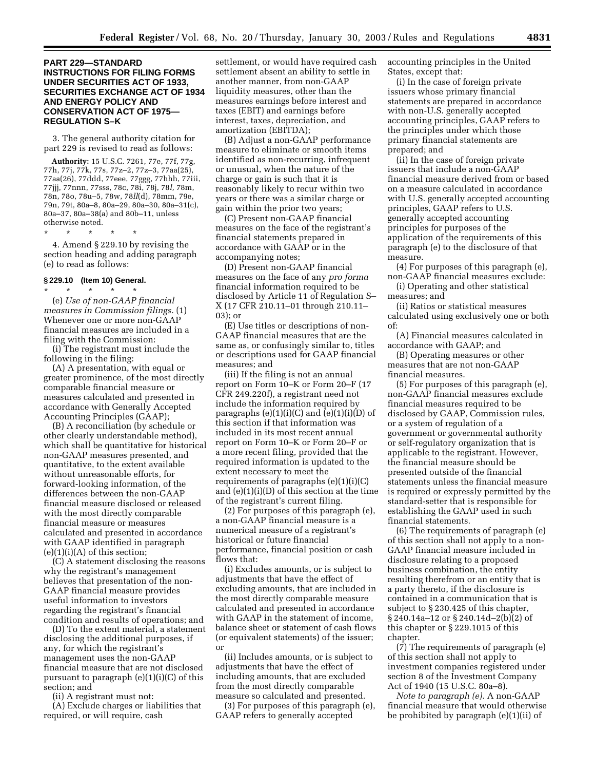## PART 229—STANDARD INSTRUCTIONS FOR FILING FORMS UNDER SECURITIES ACT OF 1933, SECURITIES EXCHANGE ACT OF 1934 AND ENERGY POLICY AND CONSERVATION ACT OF 1975—REGULATION S–K

3. The general authority citation for part 229 is revised to read as follows:

**Authority:** 15 U.S.C. 7261, 77e, 77f, 77g, 77h, 77j, 77k, 77s, 77z–2, 77z–3, 77aa(25), 77aa(26), 77ddd, 77eee, 77ggg, 77hhh, 77iii, 77jjj, 77nnn, 77sss, 78c, 78i, 78j, 78*l*, 78m, 78n, 78o, 78u–5, 78w, 78*ll*(d), 78mm, 79e, 79n, 79t, 80a–8, 80a–29, 80a–30, 80a–31(c), 80a–37, 80a–38(a) and 80b–11, unless otherwise noted.

\* \* \* \* \*

4. Amend § 229.10 by revising the section heading and adding paragraph (e) to read as follows:

### § 229.10 (Item 10) General.

\* \* \* \* \*

(e) *Use of non-GAAP financial measures in Commission filings.* (1) Whenever one or more non-GAAP financial measures are included in a filing with the Commission:

(i) The registrant must include the following in the filing:

(A) A presentation, with equal or greater prominence, of the most directly comparable financial measure or measures calculated and presented in accordance with Generally Accepted Accounting Principles (GAAP);

(B) A reconciliation (by schedule or other clearly understandable method), which shall be quantitative for historical non-GAAP measures presented, and quantitative, to the extent available without unreasonable efforts, for forward-looking information, of the differences between the non-GAAP financial measure disclosed or released with the most directly comparable financial measure or measures calculated and presented in accordance with GAAP identified in paragraph (e)(1)(i)(A) of this section;

(C) A statement disclosing the reasons why the registrant's management believes that presentation of the non-GAAP financial measure provides useful information to investors regarding the registrant's financial condition and results of operations; and

(D) To the extent material, a statement disclosing the additional purposes, if any, for which the registrant's management uses the non-GAAP financial measure that are not disclosed pursuant to paragraph (e)(1)(i)(C) of this section; and

(ii) A registrant must not:

(A) Exclude charges or liabilities that required, or will require, cash settlement, or would have required cash settlement absent an ability to settle in another manner, from non-GAAP liquidity measures, other than the measures earnings before interest and taxes (EBIT) and earnings before interest, taxes, depreciation, and amortization (EBITDA);

(B) Adjust a non-GAAP performance measure to eliminate or smooth items identified as non-recurring, infrequent or unusual, when the nature of the charge or gain is such that it is reasonably likely to recur within two years or there was a similar charge or gain within the prior two years;

(C) Present non-GAAP financial measures on the face of the registrant's financial statements prepared in accordance with GAAP or in the accompanying notes;

(D) Present non-GAAP financial measures on the face of any *pro forma* financial information required to be disclosed by Article 11 of Regulation S–X (17 CFR 210.11–01 through 210.11–03); or

(E) Use titles or descriptions of non-GAAP financial measures that are the same as, or confusingly similar to, titles or descriptions used for GAAP financial measures; and

(iii) If the filing is not an annual report on Form 10–K or Form 20–F (17 CFR 249.220f), a registrant need not include the information required by paragraphs (e)(1)(i)(C) and (e)(1)(i)(D) of this section if that information was included in its most recent annual report on Form 10–K or Form 20–F or a more recent filing, provided that the required information is updated to the extent necessary to meet the requirements of paragraphs (e)(1)(i)(C) and (e)(1)(i)(D) of this section at the time of the registrant's current filing.

(2) For purposes of this paragraph (e), a non-GAAP financial measure is a numerical measure of a registrant's historical or future financial performance, financial position or cash flows that:

(i) Excludes amounts, or is subject to adjustments that have the effect of excluding amounts, that are included in the most directly comparable measure calculated and presented in accordance with GAAP in the statement of income, balance sheet or statement of cash flows (or equivalent statements) of the issuer; or

(ii) Includes amounts, or is subject to adjustments that have the effect of including amounts, that are excluded from the most directly comparable measure so calculated and presented.

(3) For purposes of this paragraph (e), GAAP refers to generally accepted accounting principles in the United States, except that:

(i) In the case of foreign private issuers whose primary financial statements are prepared in accordance with non-U.S. generally accepted accounting principles, GAAP refers to the principles under which those primary financial statements are prepared; and

(ii) In the case of foreign private issuers that include a non-GAAP financial measure derived from or based on a measure calculated in accordance with U.S. generally accepted accounting principles, GAAP refers to U.S. generally accepted accounting principles for purposes of the application of the requirements of this paragraph (e) to the disclosure of that measure.

(4) For purposes of this paragraph (e), non-GAAP financial measures exclude:

(i) Operating and other statistical measures; and

(ii) Ratios or statistical measures calculated using exclusively one or both of:

(A) Financial measures calculated in accordance with GAAP; and

(B) Operating measures or other measures that are not non-GAAP financial measures.

(5) For purposes of this paragraph (e), non-GAAP financial measures exclude financial measures required to be disclosed by GAAP, Commission rules, or a system of regulation of a government or governmental authority or self-regulatory organization that is applicable to the registrant. However, the financial measure should be presented outside of the financial statements unless the financial measure is required or expressly permitted by the standard-setter that is responsible for establishing the GAAP used in such financial statements.

(6) The requirements of paragraph (e) of this section shall not apply to a non-GAAP financial measure included in disclosure relating to a proposed business combination, the entity resulting therefrom or an entity that is a party thereto, if the disclosure is contained in a communication that is subject to § 230.425 of this chapter, § 240.14a–12 or § 240.14d–2(b)(2) of this chapter or § 229.1015 of this chapter.

(7) The requirements of paragraph (e) of this section shall not apply to investment companies registered under section 8 of the Investment Company Act of 1940 (15 U.S.C. 80a–8).

*Note to paragraph (e).* A non-GAAP financial measure that would otherwise be prohibited by paragraph (e)(1)(ii) of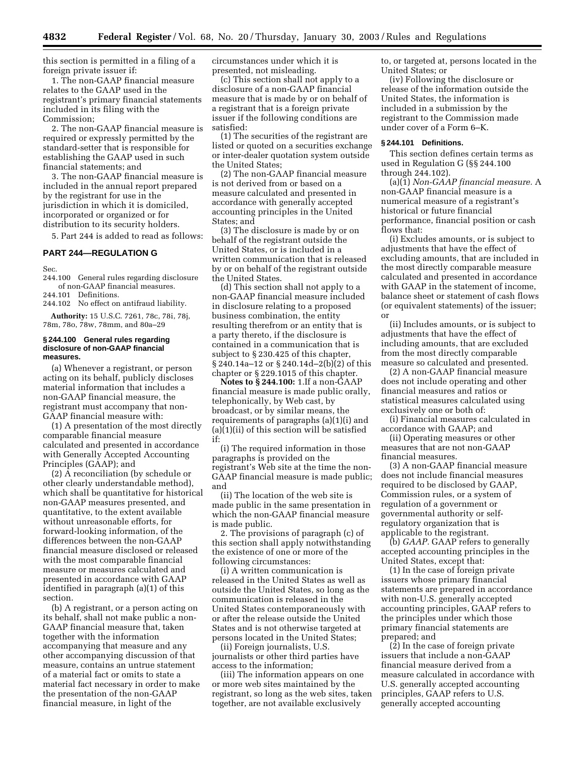this section is permitted in a filing of a foreign private issuer if:

1. The non-GAAP financial measure relates to the GAAP used in the registrant's primary financial statements included in its filing with the Commission;

2. The non-GAAP financial measure is required or expressly permitted by the standard-setter that is responsible for establishing the GAAP used in such financial statements; and

3. The non-GAAP financial measure is included in the annual report prepared by the registrant for use in the jurisdiction in which it is domiciled, incorporated or organized or for distribution to its security holders.

5. Part 244 is added to read as follows:

## PART 244—REGULATION G

Sec.

244.100 General rules regarding disclosure of non-GAAP financial measures.

244.101 Definitions.

244.102 No effect on antifraud liability.

**Authority:** 15 U.S.C. 7261, 78c, 78i, 78j, 78m, 78o, 78w, 78mm, and 80a–29

### § 244.100 General rules regarding disclosure of non-GAAP financial measures.

(a) Whenever a registrant, or person acting on its behalf, publicly discloses material information that includes a non-GAAP financial measure, the registrant must accompany that non-GAAP financial measure with:

(1) A presentation of the most directly comparable financial measure calculated and presented in accordance with Generally Accepted Accounting Principles (GAAP); and

(2) A reconciliation (by schedule or other clearly understandable method), which shall be quantitative for historical non-GAAP measures presented, and quantitative, to the extent available without unreasonable efforts, for forward-looking information, of the differences between the non-GAAP financial measure disclosed or released with the most comparable financial measure or measures calculated and presented in accordance with GAAP identified in paragraph (a)(1) of this section.

(b) A registrant, or a person acting on its behalf, shall not make public a non-GAAP financial measure that, taken together with the information accompanying that measure and any other accompanying discussion of that measure, contains an untrue statement of a material fact or omits to state a material fact necessary in order to make the presentation of the non-GAAP financial measure, in light of the circumstances under which it is presented, not misleading.

(c) This section shall not apply to a disclosure of a non-GAAP financial measure that is made by or on behalf of a registrant that is a foreign private issuer if the following conditions are satisfied:

(1) The securities of the registrant are listed or quoted on a securities exchange or inter-dealer quotation system outside the United States;

(2) The non-GAAP financial measure is not derived from or based on a measure calculated and presented in accordance with generally accepted accounting principles in the United States; and

(3) The disclosure is made by or on behalf of the registrant outside the United States, or is included in a written communication that is released by or on behalf of the registrant outside the United States.

(d) This section shall not apply to a non-GAAP financial measure included in disclosure relating to a proposed business combination, the entity resulting therefrom or an entity that is a party thereto, if the disclosure is contained in a communication that is subject to § 230.425 of this chapter, § 240.14a–12 or § 240.14d–2(b)(2) of this chapter or § 229.1015 of this chapter.

**Notes to § 244.100:** 1.If a non-GAAP financial measure is made public orally, telephonically, by Web cast, by broadcast, or by similar means, the requirements of paragraphs (a)(1)(i) and (a)(1)(ii) of this section will be satisfied if:

(i) The required information in those paragraphs is provided on the registrant's Web site at the time the non-GAAP financial measure is made public; and

(ii) The location of the web site is made public in the same presentation in which the non-GAAP financial measure is made public.

2. The provisions of paragraph (c) of this section shall apply notwithstanding the existence of one or more of the following circumstances:

(i) A written communication is released in the United States as well as outside the United States, so long as the communication is released in the United States contemporaneously with or after the release outside the United States and is not otherwise targeted at persons located in the United States;

(ii) Foreign journalists, U.S. journalists or other third parties have access to the information;

(iii) The information appears on one or more web sites maintained by the registrant, so long as the web sites, taken together, are not available exclusively to, or targeted at, persons located in the United States; or

(iv) Following the disclosure or release of the information outside the United States, the information is included in a submission by the registrant to the Commission made under cover of a Form 6–K.

### § 244.101 Definitions.

This section defines certain terms as used in Regulation G (§§ 244.100 through 244.102).

(a)(1) *Non-GAAP financial measure.* A non-GAAP financial measure is a numerical measure of a registrant's historical or future financial performance, financial position or cash flows that:

(i) Excludes amounts, or is subject to adjustments that have the effect of excluding amounts, that are included in the most directly comparable measure calculated and presented in accordance with GAAP in the statement of income, balance sheet or statement of cash flows (or equivalent statements) of the issuer; or

(ii) Includes amounts, or is subject to adjustments that have the effect of including amounts, that are excluded from the most directly comparable measure so calculated and presented.

(2) A non-GAAP financial measure does not include operating and other financial measures and ratios or statistical measures calculated using exclusively one or both of:

(i) Financial measures calculated in accordance with GAAP; and

(ii) Operating measures or other measures that are not non-GAAP financial measures.

(3) A non-GAAP financial measure does not include financial measures required to be disclosed by GAAP, Commission rules, or a system of regulation of a government or governmental authority or self-regulatory organization that is applicable to the registrant.

(b) *GAAP.* GAAP refers to generally accepted accounting principles in the United States, except that:

(1) In the case of foreign private issuers whose primary financial statements are prepared in accordance with non-U.S. generally accepted accounting principles, GAAP refers to the principles under which those primary financial statements are prepared; and

(2) In the case of foreign private issuers that include a non-GAAP financial measure derived from a measure calculated in accordance with U.S. generally accepted accounting principles, GAAP refers to U.S. generally accepted accounting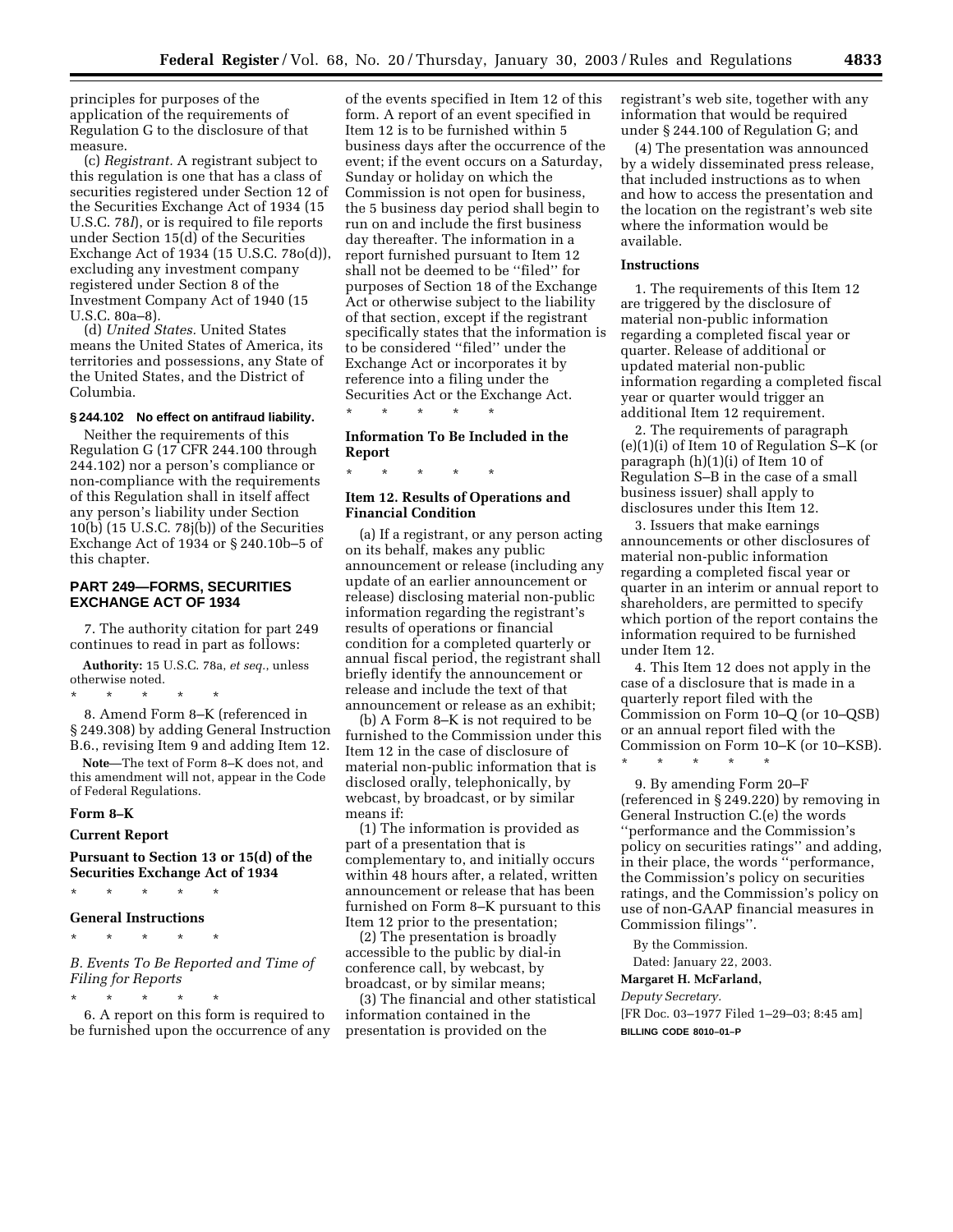principles for purposes of the application of the requirements of Regulation G to the disclosure of that measure.

(c) *Registrant.* A registrant subject to this regulation is one that has a class of securities registered under Section 12 of the Securities Exchange Act of 1934 (15 U.S.C. 78*l*), or is required to file reports under Section 15(d) of the Securities Exchange Act of 1934 (15 U.S.C. 78o(d)), excluding any investment company registered under Section 8 of the Investment Company Act of 1940 (15 U.S.C. 80a–8).

(d) *United States.* United States means the United States of America, its territories and possessions, any State of the United States, and the District of Columbia.

### § 244.102 No effect on antifraud liability.

Neither the requirements of this Regulation G (17 CFR 244.100 through 244.102) nor a person's compliance or non-compliance with the requirements of this Regulation shall in itself affect any person's liability under Section 10(b) (15 U.S.C. 78j(b)) of the Securities Exchange Act of 1934 or § 240.10b–5 of this chapter.

## PART 249—FORMS, SECURITIES EXCHANGE ACT OF 1934

7. The authority citation for part 249 continues to read in part as follows:

**Authority:** 15 U.S.C. 78a, *et seq.*, unless otherwise noted.

\* \* \* \* \*

8. Amend Form 8–K (referenced in § 249.308) by adding General Instruction B.6., revising Item 9 and adding Item 12.

**Note**—The text of Form 8–K does not, and this amendment will not, appear in the Code of Federal Regulations.

**Form 8–K**

**Current Report**

**Pursuant to Section 13 or 15(d) of the Securities Exchange Act of 1934**

\* \* \* \* \*

**General Instructions**

\* \* \* \* \*

*B. Events To Be Reported and Time of Filing for Reports*

\* \* \* \* \*

6. A report on this form is required to be furnished upon the occurrence of any of the events specified in Item 12 of this form. A report of an event specified in Item 12 is to be furnished within 5 business days after the occurrence of the event; if the event occurs on a Saturday, Sunday or holiday on which the Commission is not open for business, the 5 business day period shall begin to run on and include the first business day thereafter. The information in a report furnished pursuant to Item 12 shall not be deemed to be "filed" for purposes of Section 18 of the Exchange Act or otherwise subject to the liability of that section, except if the registrant specifically states that the information is to be considered "filed" under the Exchange Act or incorporates it by reference into a filing under the Securities Act or the Exchange Act.

\* \* \* \* \*

**Information To Be Included in the Report**

\* \* \* \* \*

**Item 12. Results of Operations and Financial Condition**

(a) If a registrant, or any person acting on its behalf, makes any public announcement or release (including any update of an earlier announcement or release) disclosing material non-public information regarding the registrant's results of operations or financial condition for a completed quarterly or annual fiscal period, the registrant shall briefly identify the announcement or release and include the text of that announcement or release as an exhibit;

(b) A Form 8–K is not required to be furnished to the Commission under this Item 12 in the case of disclosure of material non-public information that is disclosed orally, telephonically, by webcast, by broadcast, or by similar means if:

(1) The information is provided as part of a presentation that is complementary to, and initially occurs within 48 hours after, a related, written announcement or release that has been furnished on Form 8–K pursuant to this Item 12 prior to the presentation;

(2) The presentation is broadly accessible to the public by dial-in conference call, by webcast, by broadcast, or by similar means;

(3) The financial and other statistical information contained in the presentation is provided on the registrant's web site, together with any information that would be required under § 244.100 of Regulation G; and

(4) The presentation was announced by a widely disseminated press release, that included instructions as to when and how to access the presentation and the location on the registrant's web site where the information would be available.

**Instructions**

1. The requirements of this Item 12 are triggered by the disclosure of material non-public information regarding a completed fiscal year or quarter. Release of additional or updated material non-public information regarding a completed fiscal year or quarter would trigger an additional Item 12 requirement.

2. The requirements of paragraph (e)(1)(i) of Item 10 of Regulation S–K (or paragraph (h)(1)(i) of Item 10 of Regulation S–B in the case of a small business issuer) shall apply to disclosures under this Item 12.

3. Issuers that make earnings announcements or other disclosures of material non-public information regarding a completed fiscal year or quarter in an interim or annual report to shareholders, are permitted to specify which portion of the report contains the information required to be furnished under Item 12.

4. This Item 12 does not apply in the case of a disclosure that is made in a quarterly report filed with the Commission on Form 10–Q (or 10–QSB) or an annual report filed with the Commission on Form 10–K (or 10–KSB).

\* \* \* \* \*

9. By amending Form 20–F (referenced in § 249.220) by removing in General Instruction C.(e) the words "performance and the Commission's policy on securities ratings" and adding, in their place, the words "performance, the Commission's policy on securities ratings, and the Commission's policy on use of non-GAAP financial measures in Commission filings".

By the Commission.

Dated: January 22, 2003.

**Margaret H. McFarland,**

*Deputy Secretary.*

[FR Doc. 03–1977 Filed 1–29–03; 8:45 am]

**BILLING CODE 8010–01–P**